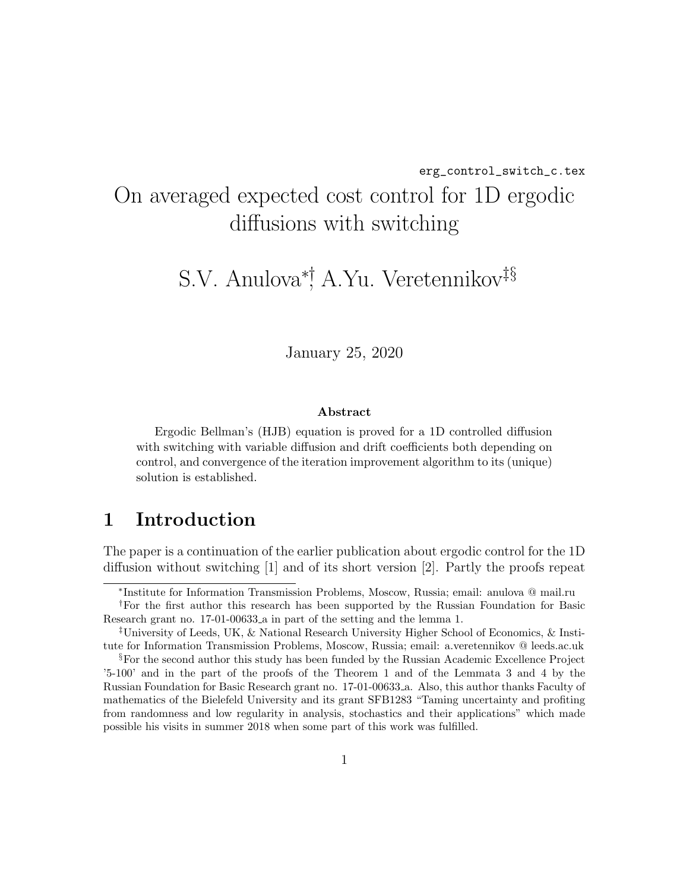erg_control_switch_c.tex

# On averaged expected cost control for 1D ergodic diffusions with switching

S.V. Anulova*†, A.Yu. Veretennikov‡§

January 25, 2020

**Abstract**

Ergodic Bellman's (HJB) equation is proved for a 1D controlled diffusion with switching with variable diffusion and drift coefficients both depending on control, and convergence of the iteration improvement algorithm to its (unique) solution is established.

## 1 Introduction

The paper is a continuation of the earlier publication about ergodic control for the 1D diffusion without switching [1] and of its short version [2]. Partly the proofs repeat

---

*Institute for Information Transmission Problems, Moscow, Russia; email: anulova @ mail.ru

†For the first author this research has been supported by the Russian Foundation for Basic Research grant no. 17-01-00633_a in part of the setting and the lemma 1.

‡University of Leeds, UK, & National Research University Higher School of Economics, & Institute for Information Transmission Problems, Moscow, Russia; email: a.veretennikov @ leeds.ac.uk

§For the second author this study has been funded by the Russian Academic Excellence Project '5-100' and in the part of the proofs of the Theorem 1 and of the Lemmata 3 and 4 by the Russian Foundation for Basic Research grant no. 17-01-00633_a. Also, this author thanks Faculty of mathematics of the Bielefeld University and its grant SFB1283 "Taming uncertainty and profiting from randomness and low regularity in analysis, stochastics and their applications" which made possible his visits in summer 2018 when some part of this work was fulfilled.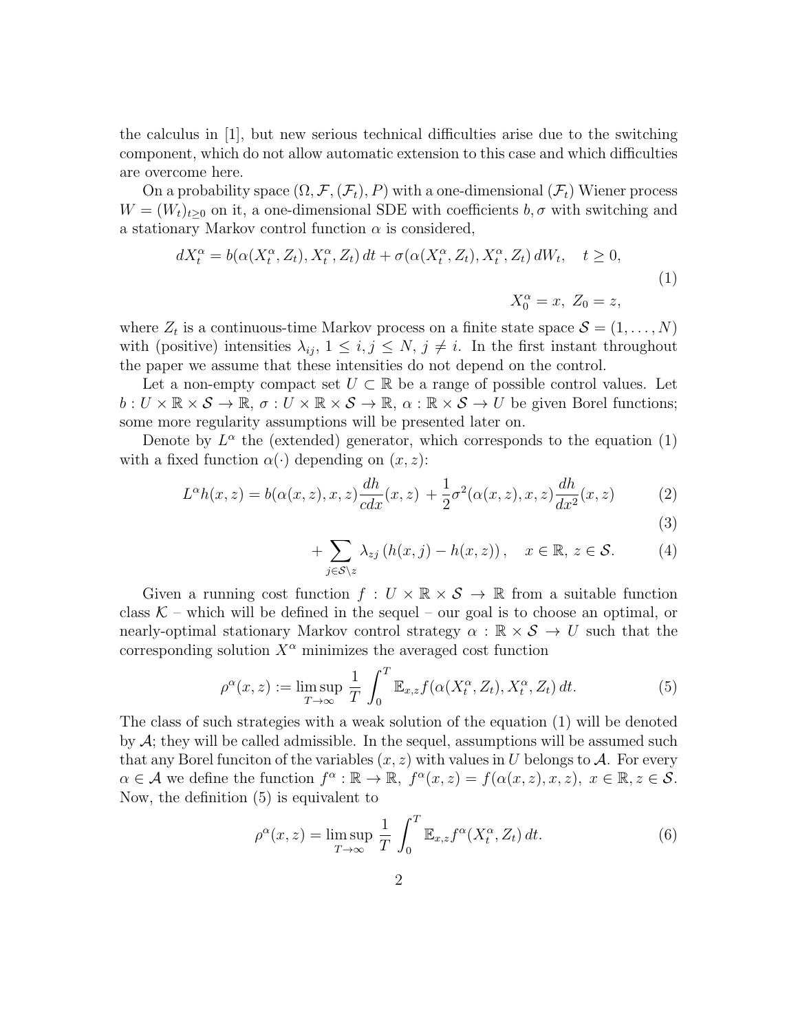the calculus in [1], but new serious technical difficulties arise due to the switching component, which do not allow automatic extension to this case and which difficulties are overcome here.

On a probability space $(\Omega, \mathcal{F}, (\mathcal{F}_t), P)$ with a one-dimensional $(\mathcal{F}_t)$ Wiener process $W = (W_t)_{t\geq 0}$ on it, a one-dimensional SDE with coefficients $b, \sigma$ with switching and a stationary Markov control function $\alpha$ is considered,

$$
\begin{aligned}
dX_t^\alpha = b(\alpha(X_t^\alpha, Z_t), X_t^\alpha, Z_t)\,dt + \sigma(\alpha(X_t^\alpha, Z_t), X_t^\alpha, Z_t)\,dW_t, \quad t \geq 0, \\
X_0^\alpha = x,\; Z_0 = z,
\end{aligned}
\tag{1}
$$

where $Z_t$ is a continuous-time Markov process on a finite state space $\mathcal{S} = (1, \ldots, N)$ with (positive) intensities $\lambda_{ij}$, $1 \leq i, j \leq N$, $j \neq i$. In the first instant throughout the paper we assume that these intensities do not depend on the control.

Let a non-empty compact set $U \subset \mathbb{R}$ be a range of possible control values. Let $b : U \times \mathbb{R} \times \mathcal{S} \to \mathbb{R}$, $\sigma : U \times \mathbb{R} \times \mathcal{S} \to \mathbb{R}$, $\alpha : \mathbb{R} \times \mathcal{S} \to U$ be given Borel functions; some more regularity assumptions will be presented later on.

Denote by $L^\alpha$ the (extended) generator, which corresponds to the equation (1) with a fixed function $\alpha(\cdot)$ depending on $(x, z)$:

$$
L^\alpha h(x, z) = b(\alpha(x, z), x, z)\frac{dh}{cdx}(x, z) + \frac{1}{2}\sigma^2(\alpha(x, z), x, z)\frac{dh}{dx^2}(x, z) \tag{2}
$$

$$
\tag{3}
$$

$$
+ \sum_{j \in \mathcal{S}\setminus z} \lambda_{zj}\left(h(x, j) - h(x, z)\right), \quad x \in \mathbb{R},\, z \in \mathcal{S}. \tag{4}
$$

Given a running cost function $f : U \times \mathbb{R} \times \mathcal{S} \to \mathbb{R}$ from a suitable function class $\mathcal{K}$ – which will be defined in the sequel – our goal is to choose an optimal, or nearly-optimal stationary Markov control strategy $\alpha : \mathbb{R} \times \mathcal{S} \to U$ such that the corresponding solution $X^\alpha$ minimizes the averaged cost function

$$
\rho^\alpha(x, z) := \limsup_{T\to\infty} \frac{1}{T}\int_0^T \mathbb{E}_{x,z} f(\alpha(X_t^\alpha, Z_t), X_t^\alpha, Z_t)\,dt. \tag{5}
$$

The class of such strategies with a weak solution of the equation (1) will be denoted by $\mathcal{A}$; they will be called admissible. In the sequel, assumptions will be assumed such that any Borel funciton of the variables $(x, z)$ with values in $U$ belongs to $\mathcal{A}$. For every $\alpha \in \mathcal{A}$ we define the function $f^\alpha : \mathbb{R} \to \mathbb{R}$, $f^\alpha(x, z) = f(\alpha(x, z), x, z)$, $x \in \mathbb{R}, z \in \mathcal{S}$. Now, the definition (5) is equivalent to

$$
\rho^\alpha(x, z) = \limsup_{T\to\infty} \frac{1}{T}\int_0^T \mathbb{E}_{x,z} f^\alpha(X_t^\alpha, Z_t)\,dt. \tag{6}
$$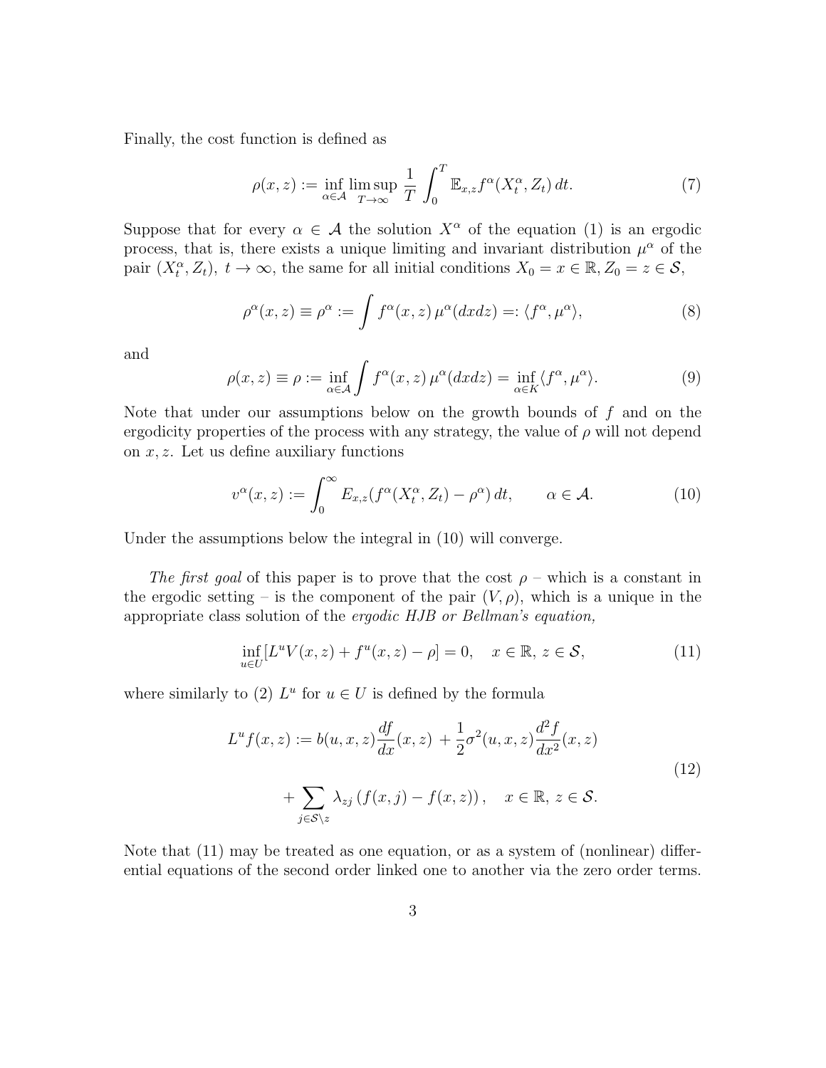Finally, the cost function is defined as

$$\rho(x,z) := \inf_{\alpha\in\mathcal{A}} \limsup_{T\to\infty} \frac{1}{T}\int_0^T \mathbb{E}_{x,z} f^\alpha(X_t^\alpha, Z_t)\,dt. \tag{7}$$

Suppose that for every $\alpha \in \mathcal{A}$ the solution $X^\alpha$ of the equation (1) is an ergodic process, that is, there exists a unique limiting and invariant distribution $\mu^\alpha$ of the pair $(X_t^\alpha, Z_t)$, $t\to\infty$, the same for all initial conditions $X_0 = x \in \mathbb{R}$, $Z_0 = z \in \mathcal{S}$,

$$\rho^\alpha(x,z) \equiv \rho^\alpha := \int f^\alpha(x,z)\,\mu^\alpha(dxdz) =: \langle f^\alpha, \mu^\alpha\rangle, \tag{8}$$

and

$$\rho(x,z) \equiv \rho := \inf_{\alpha\in\mathcal{A}} \int f^\alpha(x,z)\,\mu^\alpha(dxdz) = \inf_{\alpha\in K}\langle f^\alpha, \mu^\alpha\rangle. \tag{9}$$

Note that under our assumptions below on the growth bounds of $f$ and on the ergodicity properties of the process with any strategy, the value of $\rho$ will not depend on $x, z$. Let us define auxiliary functions

$$v^\alpha(x,z) := \int_0^\infty E_{x,z}(f^\alpha(X_t^\alpha, Z_t) - \rho^\alpha)\,dt, \qquad \alpha\in\mathcal{A}. \tag{10}$$

Under the assumptions below the integral in (10) will converge.

*The first goal* of this paper is to prove that the cost $\rho$ – which is a constant in the ergodic setting – is the component of the pair $(V,\rho)$, which is a unique in the appropriate class solution of the *ergodic HJB or Bellman's equation,*

$$\inf_{u\in U}[L^u V(x,z) + f^u(x,z) - \rho] = 0, \quad x\in\mathbb{R},\ z\in\mathcal{S}, \tag{11}$$

where similarly to (2) $L^u$ for $u\in U$ is defined by the formula

$$\begin{aligned} L^u f(x,z) &:= b(u,x,z)\frac{df}{dx}(x,z) + \frac{1}{2}\sigma^2(u,x,z)\frac{d^2 f}{dx^2}(x,z) \\ &\quad + \sum_{j\in\mathcal{S}\setminus z}\lambda_{zj}\,(f(x,j) - f(x,z)), \quad x\in\mathbb{R},\ z\in\mathcal{S}. \end{aligned} \tag{12}$$

Note that (11) may be treated as one equation, or as a system of (nonlinear) differential equations of the second order linked one to another via the zero order terms.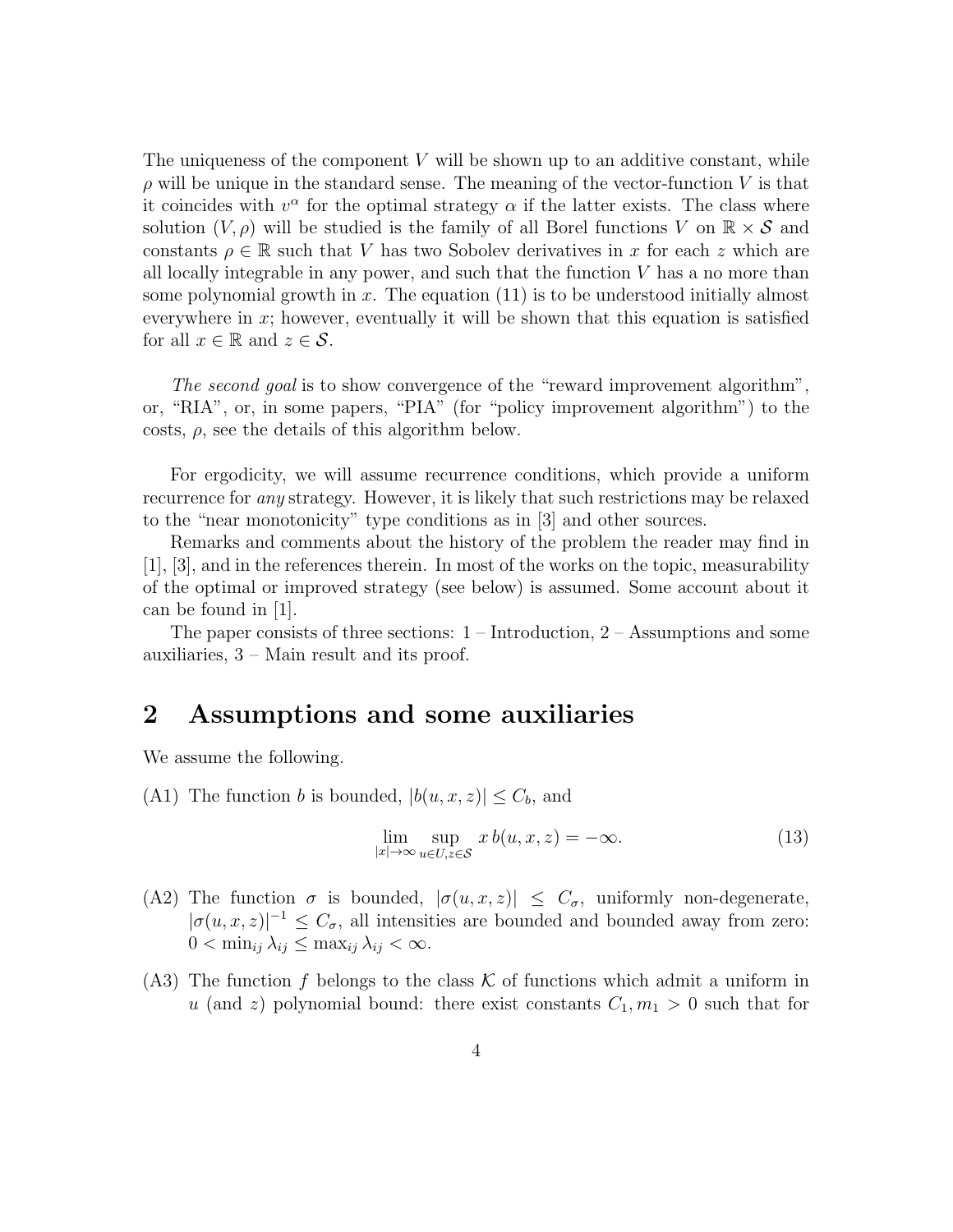The uniqueness of the component $V$ will be shown up to an additive constant, while $\rho$ will be unique in the standard sense. The meaning of the vector-function $V$ is that it coincides with $v^\alpha$ for the optimal strategy $\alpha$ if the latter exists. The class where solution $(V, \rho)$ will be studied is the family of all Borel functions $V$ on $\mathbb{R} \times \mathcal{S}$ and constants $\rho \in \mathbb{R}$ such that $V$ has two Sobolev derivatives in $x$ for each $z$ which are all locally integrable in any power, and such that the function $V$ has a no more than some polynomial growth in $x$. The equation (11) is to be understood initially almost everywhere in $x$; however, eventually it will be shown that this equation is satisfied for all $x \in \mathbb{R}$ and $z \in \mathcal{S}$.

*The second goal* is to show convergence of the "reward improvement algorithm", or, "RIA", or, in some papers, "PIA" (for "policy improvement algorithm") to the costs, $\rho$, see the details of this algorithm below.

For ergodicity, we will assume recurrence conditions, which provide a uniform recurrence for *any* strategy. However, it is likely that such restrictions may be relaxed to the "near monotonicity" type conditions as in [3] and other sources.

Remarks and comments about the history of the problem the reader may find in [1], [3], and in the references therein. In most of the works on the topic, measurability of the optimal or improved strategy (see below) is assumed. Some account about it can be found in [1].

The paper consists of three sections: 1 – Introduction, 2 – Assumptions and some auxiliaries, 3 – Main result and its proof.

## 2 Assumptions and some auxiliaries

We assume the following.

(A1) The function $b$ is bounded, $|b(u, x, z)| \le C_b$, and

$$\lim_{|x|\to\infty} \sup_{u \in U, z \in \mathcal{S}} x\, b(u, x, z) = -\infty. \tag{13}$$

(A2) The function $\sigma$ is bounded, $|\sigma(u, x, z)| \le C_\sigma$, uniformly non-degenerate, $|\sigma(u, x, z)|^{-1} \le C_\sigma$, all intensities are bounded and bounded away from zero: $0 < \min_{ij} \lambda_{ij} \le \max_{ij} \lambda_{ij} < \infty$.

(A3) The function $f$ belongs to the class $\mathcal{K}$ of functions which admit a uniform in $u$ (and $z$) polynomial bound: there exist constants $C_1, m_1 > 0$ such that for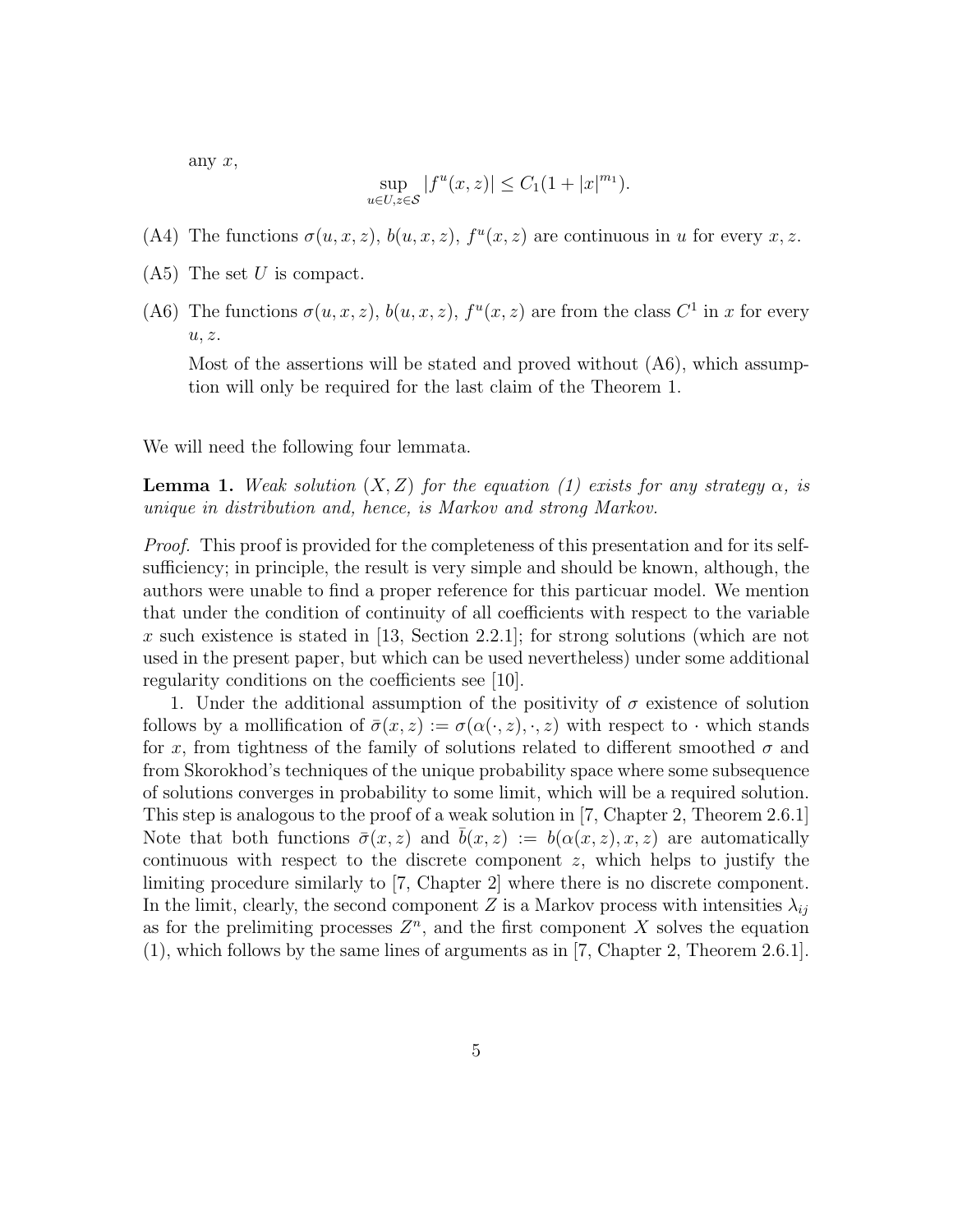any $x$,

$$\sup_{u\in U, z\in \mathcal{S}} |f^u(x,z)| \le C_1(1+|x|^{m_1}).$$

(A4) The functions $\sigma(u,x,z)$, $b(u,x,z)$, $f^u(x,z)$ are continuous in $u$ for every $x, z$.

(A5) The set $U$ is compact.

(A6) The functions $\sigma(u,x,z)$, $b(u,x,z)$, $f^u(x,z)$ are from the class $C^1$ in $x$ for every $u, z$.

Most of the assertions will be stated and proved without (A6), which assumption will only be required for the last claim of the Theorem 1.

We will need the following four lemmata.

**Lemma 1.** *Weak solution $(X, Z)$ for the equation (1) exists for any strategy $\alpha$, is unique in distribution and, hence, is Markov and strong Markov.*

*Proof.* This proof is provided for the completeness of this presentation and for its self-sufficiency; in principle, the result is very simple and should be known, although, the authors were unable to find a proper reference for this particuar model. We mention that under the condition of continuity of all coefficients with respect to the variable $x$ such existence is stated in [13, Section 2.2.1]; for strong solutions (which are not used in the present paper, but which can be used nevertheless) under some additional regularity conditions on the coefficients see [10].

1. Under the additional assumption of the positivity of $\sigma$ existence of solution follows by a mollification of $\bar\sigma(x,z) := \sigma(\alpha(\cdot,z),\cdot,z)$ with respect to $\cdot$ which stands for $x$, from tightness of the family of solutions related to different smoothed $\sigma$ and from Skorokhod's techniques of the unique probability space where some subsequence of solutions converges in probability to some limit, which will be a required solution. This step is analogous to the proof of a weak solution in [7, Chapter 2, Theorem 2.6.1] Note that both functions $\bar\sigma(x,z)$ and $\bar b(x,z) := b(\alpha(x,z),x,z)$ are automatically continuous with respect to the discrete component $z$, which helps to justify the limiting procedure similarly to [7, Chapter 2] where there is no discrete component. In the limit, clearly, the second component $Z$ is a Markov process with intensities $\lambda_{ij}$ as for the prelimiting processes $Z^n$, and the first component $X$ solves the equation (1), which follows by the same lines of arguments as in [7, Chapter 2, Theorem 2.6.1].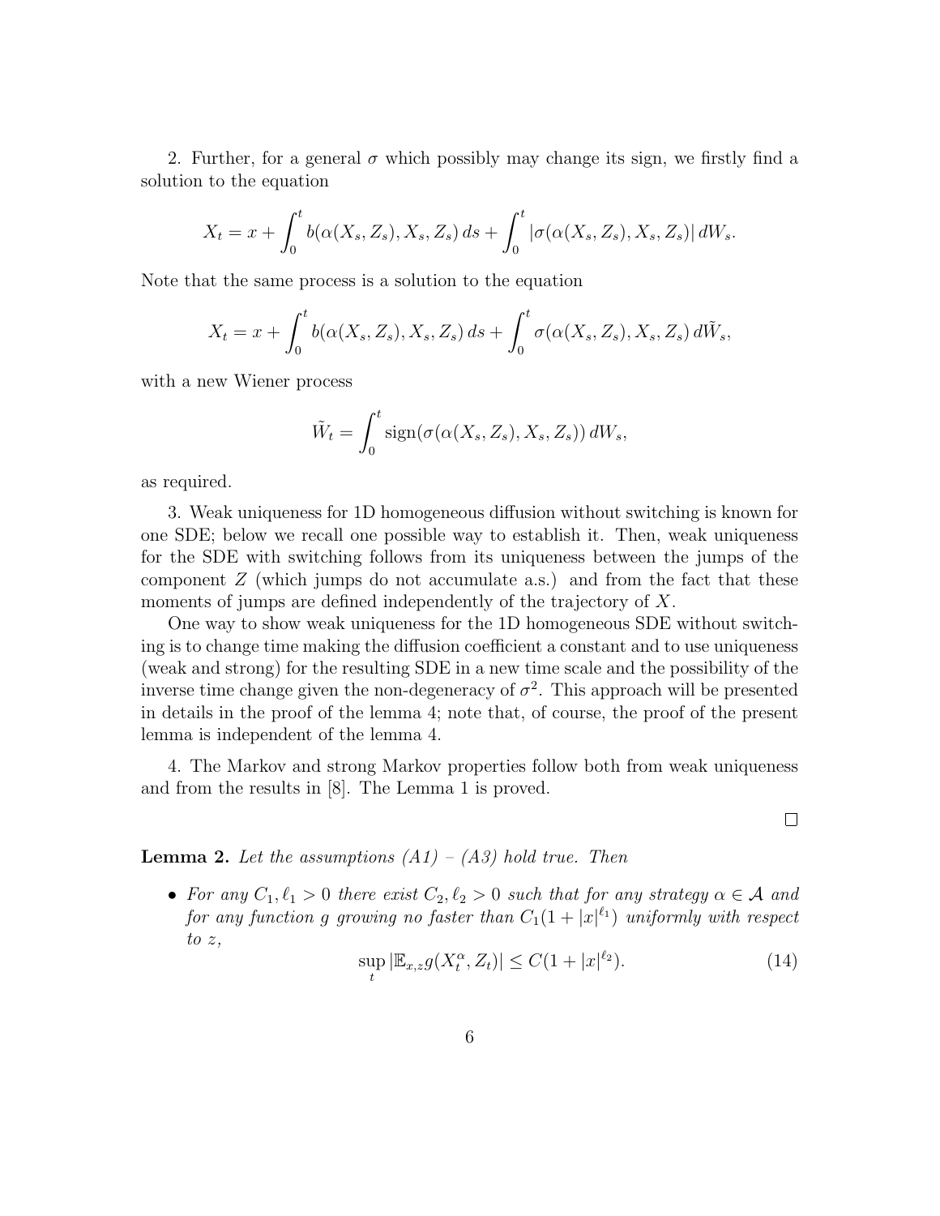2. Further, for a general $\sigma$ which possibly may change its sign, we firstly find a solution to the equation

$$X_t = x + \int_0^t b(\alpha(X_s, Z_s), X_s, Z_s)\, ds + \int_0^t |\sigma(\alpha(X_s, Z_s), X_s, Z_s)|\, dW_s.$$

Note that the same process is a solution to the equation

$$X_t = x + \int_0^t b(\alpha(X_s, Z_s), X_s, Z_s)\, ds + \int_0^t \sigma(\alpha(X_s, Z_s), X_s, Z_s)\, d\tilde{W}_s,$$

with a new Wiener process

$$\tilde{W}_t = \int_0^t \operatorname{sign}(\sigma(\alpha(X_s, Z_s), X_s, Z_s))\, dW_s,$$

as required.

3. Weak uniqueness for 1D homogeneous diffusion without switching is known for one SDE; below we recall one possible way to establish it. Then, weak uniqueness for the SDE with switching follows from its uniqueness between the jumps of the component $Z$ (which jumps do not accumulate a.s.) and from the fact that these moments of jumps are defined independently of the trajectory of $X$.

One way to show weak uniqueness for the 1D homogeneous SDE without switching is to change time making the diffusion coefficient a constant and to use uniqueness (weak and strong) for the resulting SDE in a new time scale and the possibility of the inverse time change given the non-degeneracy of $\sigma^2$. This approach will be presented in details in the proof of the lemma 4; note that, of course, the proof of the present lemma is independent of the lemma 4.

4. The Markov and strong Markov properties follow both from weak uniqueness and from the results in [8]. The Lemma 1 is proved.

□

**Lemma 2.** *Let the assumptions (A1) – (A3) hold true. Then*

- *For any $C_1, \ell_1 > 0$ there exist $C_2, \ell_2 > 0$ such that for any strategy $\alpha \in \mathcal{A}$ and for any function $g$ growing no faster than $C_1(1 + |x|^{\ell_1})$ uniformly with respect to $z$,*

$$\sup_t |\mathbb{E}_{x,z} g(X_t^\alpha, Z_t)| \le C(1 + |x|^{\ell_2}). \tag{14}$$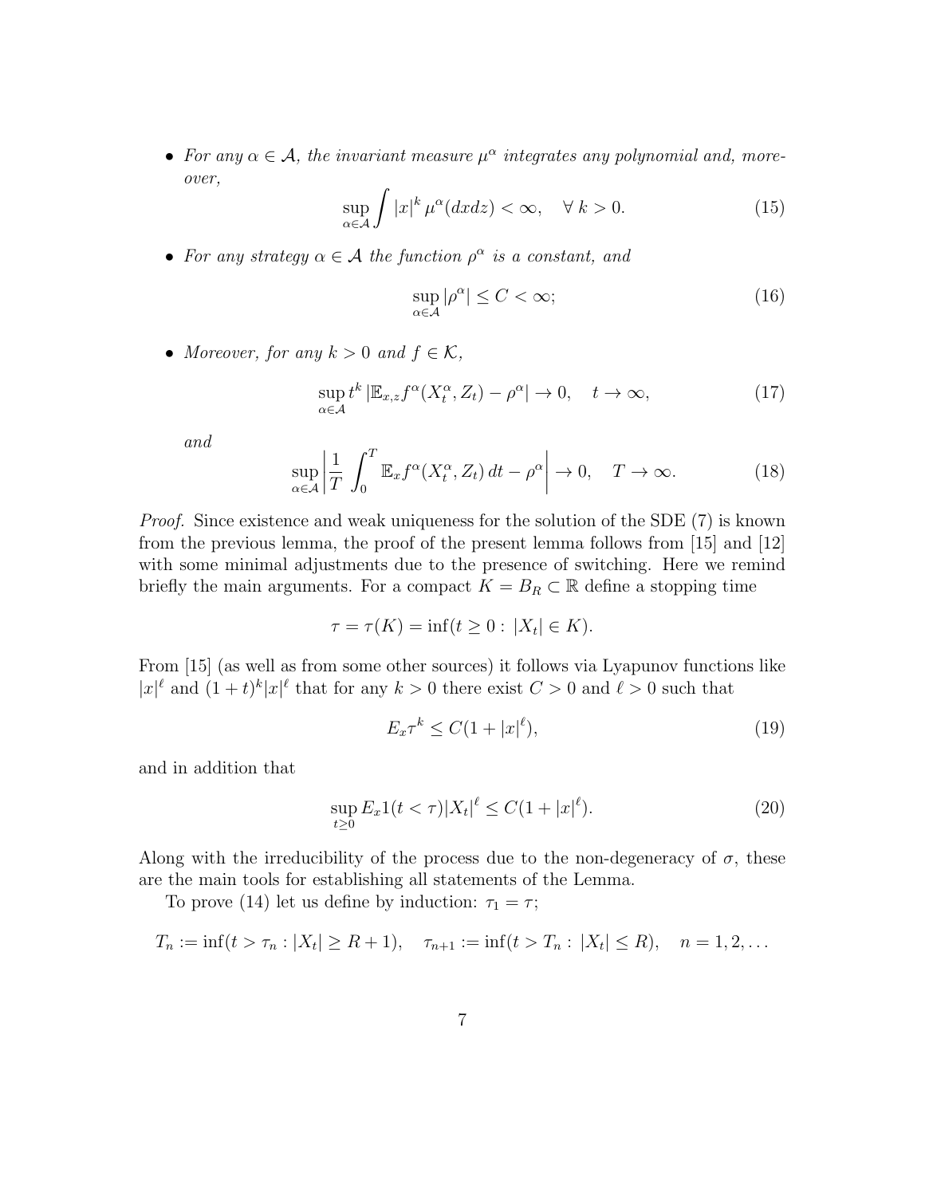- *For any $\alpha \in \mathcal{A}$, the invariant measure $\mu^\alpha$ integrates any polynomial and, moreover,*

$$\sup_{\alpha \in \mathcal{A}} \int |x|^k \, \mu^\alpha(dxdz) < \infty, \quad \forall \, k > 0. \tag{15}$$

- *For any strategy $\alpha \in \mathcal{A}$ the function $\rho^\alpha$ is a constant, and*

$$\sup_{\alpha \in \mathcal{A}} |\rho^\alpha| \le C < \infty; \tag{16}$$

- *Moreover, for any $k > 0$ and $f \in \mathcal{K}$,*

$$\sup_{\alpha \in \mathcal{A}} t^k \left| \mathbb{E}_{x,z} f^\alpha(X_t^\alpha, Z_t) - \rho^\alpha \right| \to 0, \quad t \to \infty, \tag{17}$$

*and*

$$\sup_{\alpha \in \mathcal{A}} \left| \frac{1}{T} \int_0^T \mathbb{E}_x f^\alpha(X_t^\alpha, Z_t) \, dt - \rho^\alpha \right| \to 0, \quad T \to \infty. \tag{18}$$

*Proof.* Since existence and weak uniqueness for the solution of the SDE (7) is known from the previous lemma, the proof of the present lemma follows from [15] and [12] with some minimal adjustments due to the presence of switching. Here we remind briefly the main arguments. For a compact $K = B_R \subset \mathbb{R}$ define a stopping time

$$\tau = \tau(K) = \inf(t \ge 0 : \, |X_t| \in K).$$

From [15] (as well as from some other sources) it follows via Lyapunov functions like $|x|^\ell$ and $(1+t)^k |x|^\ell$ that for any $k > 0$ there exist $C > 0$ and $\ell > 0$ such that

$$E_x \tau^k \le C(1 + |x|^\ell), \tag{19}$$

and in addition that

$$\sup_{t \ge 0} E_x 1(t < \tau) |X_t|^\ell \le C(1 + |x|^\ell). \tag{20}$$

Along with the irreducibility of the process due to the non-degeneracy of $\sigma$, these are the main tools for establishing all statements of the Lemma.

To prove (14) let us define by induction: $\tau_1 = \tau$;

$$T_n := \inf(t > \tau_n : |X_t| \ge R + 1), \quad \tau_{n+1} := \inf(t > T_n : \, |X_t| \le R), \quad n = 1, 2, \ldots$$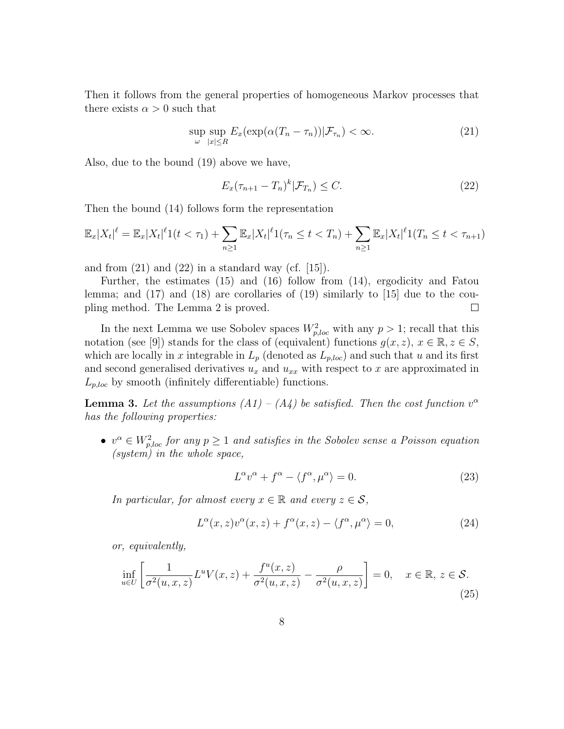Then it follows from the general properties of homogeneous Markov processes that there exists $\alpha > 0$ such that

$$\sup_{\omega} \sup_{|x|\le R} E_x(\exp(\alpha(T_n - \tau_n))|\mathcal{F}_{\tau_n}) < \infty. \tag{21}$$

Also, due to the bound (19) above we have,

$$E_x(\tau_{n+1} - T_n)^k |\mathcal{F}_{T_n}) \le C. \tag{22}$$

Then the bound (14) follows form the representation

$$\mathbb{E}_x|X_t|^\ell = \mathbb{E}_x|X_t|^\ell 1(t<\tau_1) + \sum_{n\ge 1} \mathbb{E}_x|X_t|^\ell 1(\tau_n \le t < T_n) + \sum_{n\ge 1} \mathbb{E}_x|X_t|^\ell 1(T_n \le t < \tau_{n+1})$$

and from (21) and (22) in a standard way (cf. [15]).

Further, the estimates (15) and (16) follow from (14), ergodicity and Fatou lemma; and (17) and (18) are corollaries of (19) similarly to [15] due to the coupling method. The Lemma 2 is proved. $\square$

In the next Lemma we use Sobolev spaces $W^2_{p,loc}$ with any $p > 1$; recall that this notation (see [9]) stands for the class of (equivalent) functions $g(x,z)$, $x \in \mathbb{R}, z \in S$, which are locally in $x$ integrable in $L_p$ (denoted as $L_{p,loc}$) and such that $u$ and its first and second generalised derivatives $u_x$ and $u_{xx}$ with respect to $x$ are approximated in $L_{p,loc}$ by smooth (infinitely differentiable) functions.

**Lemma 3.** *Let the assumptions (A1) – (A4) be satisfied. Then the cost function $v^\alpha$ has the following properties:*

- $v^\alpha \in W^2_{p,loc}$ *for any $p \ge 1$ and satisfies in the Sobolev sense a Poisson equation (system) in the whole space,*

$$L^\alpha v^\alpha + f^\alpha - \langle f^\alpha, \mu^\alpha \rangle = 0. \tag{23}$$

*In particular, for almost every $x \in \mathbb{R}$ and every $z \in \mathcal{S}$,*

$$L^\alpha(x,z) v^\alpha(x,z) + f^\alpha(x,z) - \langle f^\alpha, \mu^\alpha \rangle = 0, \tag{24}$$

*or, equivalently,*

$$\inf_{u\in U} \left[ \frac{1}{\sigma^2(u,x,z)} L^u V(x,z) + \frac{f^u(x,z)}{\sigma^2(u,x,z)} - \frac{\rho}{\sigma^2(u,x,z)} \right] = 0, \quad x \in \mathbb{R},\ z \in \mathcal{S}. \tag{25}$$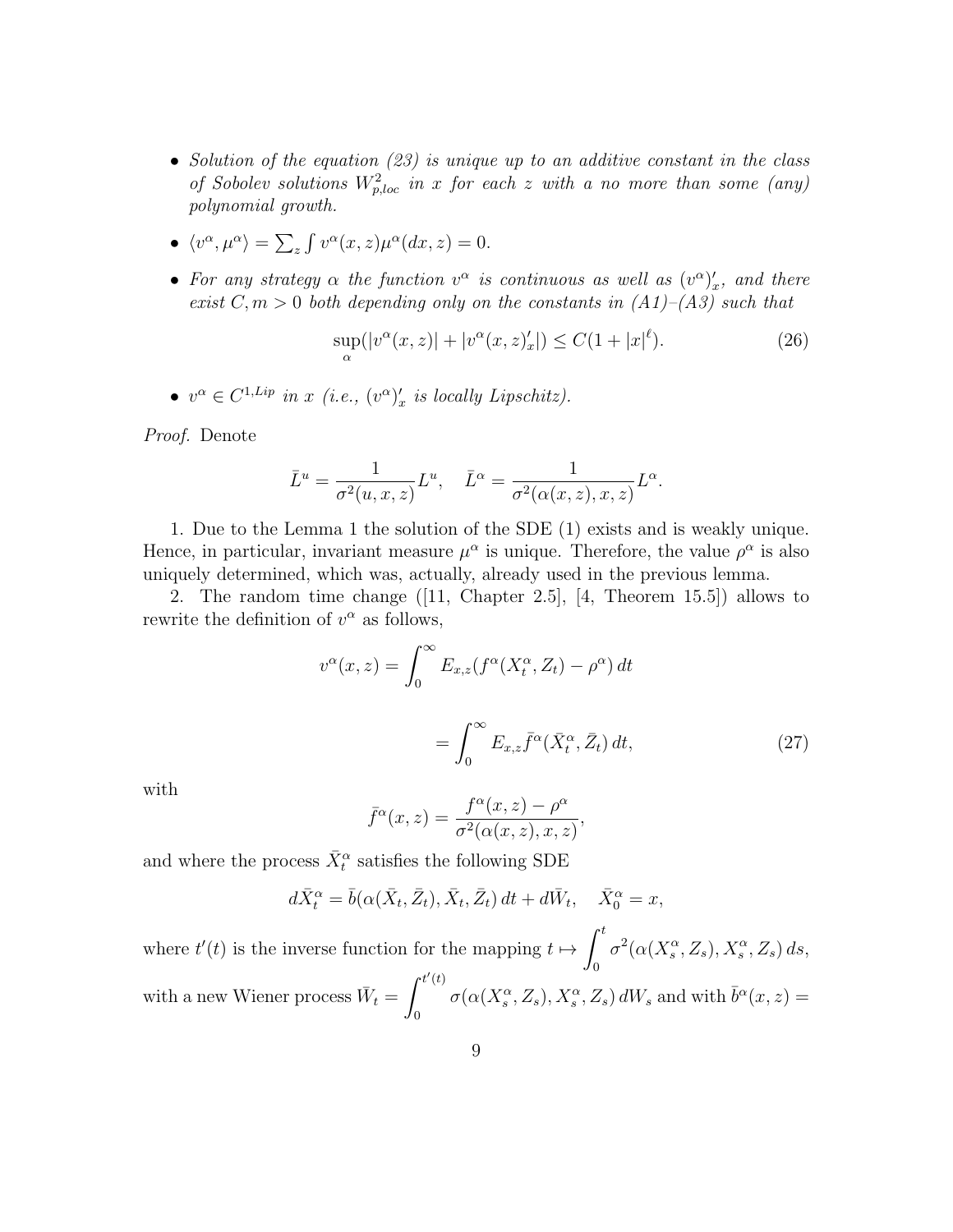- *Solution of the equation (23) is unique up to an additive constant in the class of Sobolev solutions $W^2_{p,loc}$ in $x$ for each $z$ with a no more than some (any) polynomial growth.*

- $\langle v^\alpha, \mu^\alpha\rangle = \sum_z \int v^\alpha(x,z)\mu^\alpha(dx,z) = 0.$

- *For any strategy $\alpha$ the function $v^\alpha$ is continuous as well as $(v^\alpha)'_x$, and there exist $C, m > 0$ both depending only on the constants in (A1)–(A3) such that*

$$\sup_\alpha (|v^\alpha(x,z)| + |v^\alpha(x,z)'_x|) \le C(1+|x|^\ell). \tag{26}$$

- *$v^\alpha \in C^{1,Lip}$ in $x$ (i.e., $(v^\alpha)'_x$ is locally Lipschitz).*

*Proof.* Denote

$$\bar L^u = \frac{1}{\sigma^2(u,x,z)} L^u, \quad \bar L^\alpha = \frac{1}{\sigma^2(\alpha(x,z),x,z)} L^\alpha.$$

1. Due to the Lemma 1 the solution of the SDE (1) exists and is weakly unique. Hence, in particular, invariant measure $\mu^\alpha$ is unique. Therefore, the value $\rho^\alpha$ is also uniquely determined, which was, actually, already used in the previous lemma.

2. The random time change ([11, Chapter 2.5], [4, Theorem 15.5]) allows to rewrite the definition of $v^\alpha$ as follows,

$$v^\alpha(x,z) = \int_0^\infty E_{x,z}(f^\alpha(X^\alpha_t, Z_t) - \rho^\alpha)\, dt$$

$$= \int_0^\infty E_{x,z} \bar f^\alpha(\bar X^\alpha_t, \bar Z_t)\, dt, \tag{27}$$

with

$$\bar f^\alpha(x,z) = \frac{f^\alpha(x,z) - \rho^\alpha}{\sigma^2(\alpha(x,z),x,z)},$$

and where the process $\bar X^\alpha_t$ satisfies the following SDE

$$d\bar X^\alpha_t = \bar b(\alpha(\bar X_t, \bar Z_t), \bar X_t, \bar Z_t)\, dt + d\bar W_t, \quad \bar X^\alpha_0 = x,$$

where $t'(t)$ is the inverse function for the mapping $t \mapsto \displaystyle\int_0^t \sigma^2(\alpha(X^\alpha_s, Z_s), X^\alpha_s, Z_s)\, ds$, with a new Wiener process $\bar W_t = \displaystyle\int_0^{t'(t)} \sigma(\alpha(X^\alpha_s, Z_s), X^\alpha_s, Z_s)\, dW_s$ and with $\bar b^\alpha(x,z) =$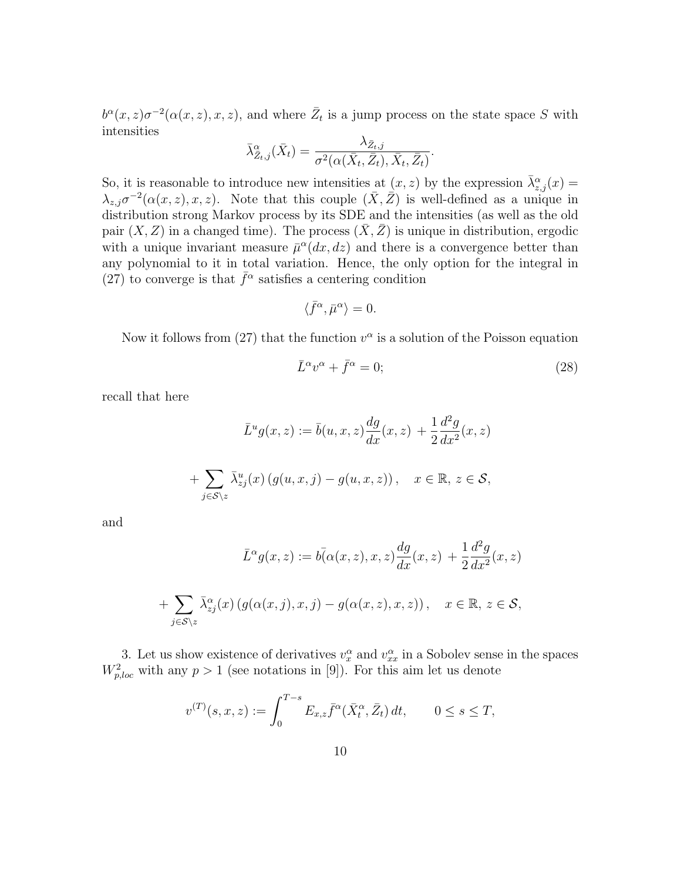$b^\alpha(x,z)\sigma^{-2}(\alpha(x,z),x,z)$, and where $\bar Z_t$ is a jump process on the state space $S$ with intensities

$$\bar\lambda^\alpha_{\bar Z_t,j}(\bar X_t) = \frac{\lambda_{\bar Z_t,j}}{\sigma^2(\alpha(\bar X_t,\bar Z_t),\bar X_t,\bar Z_t)}.$$

So, it is reasonable to introduce new intensities at $(x,z)$ by the expression $\bar\lambda^\alpha_{z,j}(x) = \lambda_{z,j}\sigma^{-2}(\alpha(x,z),x,z)$. Note that this couple $(\bar X,\bar Z)$ is well-defined as a unique in distribution strong Markov process by its SDE and the intensities (as well as the old pair $(X,Z)$ in a changed time). The process $(\bar X,\bar Z)$ is unique in distribution, ergodic with a unique invariant measure $\bar\mu^\alpha(dx,dz)$ and there is a convergence better than any polynomial to it in total variation. Hence, the only option for the integral in (27) to converge is that $\bar f^\alpha$ satisfies a centering condition

$$\langle \bar f^\alpha, \bar\mu^\alpha\rangle = 0.$$

Now it follows from (27) that the function $v^\alpha$ is a solution of the Poisson equation

$$\bar L^\alpha v^\alpha + \bar f^\alpha = 0; \tag{28}$$

recall that here

$$\bar L^u g(x,z) := \bar b(u,x,z)\frac{dg}{dx}(x,z) + \frac{1}{2}\frac{d^2 g}{dx^2}(x,z)$$

$$+ \sum_{j\in\mathcal{S}\setminus z} \bar\lambda^u_{zj}(x)\left(g(u,x,j) - g(u,x,z)\right), \quad x\in\mathbb{R},\ z\in\mathcal{S},$$

and

$$\bar L^\alpha g(x,z) := \bar b(\alpha(x,z),x,z)\frac{dg}{dx}(x,z) + \frac{1}{2}\frac{d^2 g}{dx^2}(x,z)$$

$$+ \sum_{j\in\mathcal{S}\setminus z} \bar\lambda^\alpha_{zj}(x)\left(g(\alpha(x,j),x,j) - g(\alpha(x,z),x,z)\right), \quad x\in\mathbb{R},\ z\in\mathcal{S},$$

3. Let us show existence of derivatives $v^\alpha_x$ and $v^\alpha_{xx}$ in a Sobolev sense in the spaces $W^2_{p,loc}$ with any $p>1$ (see notations in [9]). For this aim let us denote

$$v^{(T)}(s,x,z) := \int_0^{T-s} E_{x,z}\bar f^\alpha(\bar X^\alpha_t,\bar Z_t)\,dt, \qquad 0\le s\le T,$$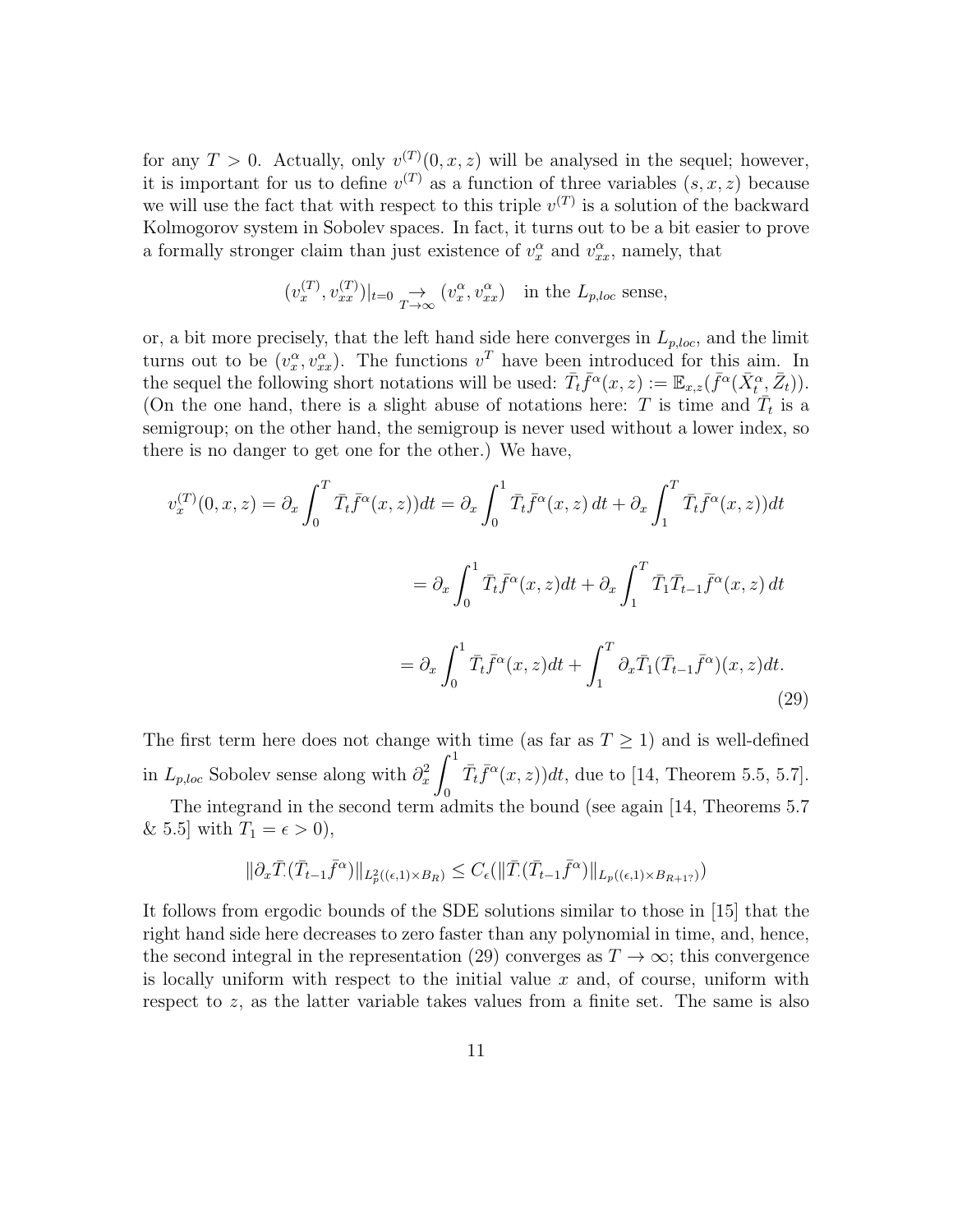for any $T > 0$. Actually, only $v^{(T)}(0,x,z)$ will be analysed in the sequel; however, it is important for us to define $v^{(T)}$ as a function of three variables $(s,x,z)$ because we will use the fact that with respect to this triple $v^{(T)}$ is a solution of the backward Kolmogorov system in Sobolev spaces. In fact, it turns out to be a bit easier to prove a formally stronger claim than just existence of $v^\alpha_x$ and $v^\alpha_{xx}$, namely, that

$$(v^{(T)}_x, v^{(T)}_{xx})|_{t=0} \underset{T\to\infty}{\to} (v^\alpha_x, v^\alpha_{xx}) \quad \text{in the } L_{p,loc} \text{ sense,}$$

or, a bit more precisely, that the left hand side here converges in $L_{p,loc}$, and the limit turns out to be $(v^\alpha_x, v^\alpha_{xx})$. The functions $v^T$ have been introduced for this aim. In the sequel the following short notations will be used: $\bar T_t \bar f^\alpha(x,z) := \mathbb{E}_{x,z}(\bar f^\alpha(\bar X^\alpha_t, \bar Z_t))$. (On the one hand, there is a slight abuse of notations here: $T$ is time and $\bar T_t$ is a semigroup; on the other hand, the semigroup is never used without a lower index, so there is no danger to get one for the other.) We have,

$$\begin{aligned}
v^{(T)}_x(0,x,z) &= \partial_x \int_0^T \bar T_t \bar f^\alpha(x,z))dt = \partial_x \int_0^1 \bar T_t \bar f^\alpha(x,z)\, dt + \partial_x \int_1^T \bar T_t \bar f^\alpha(x,z))dt \\
&= \partial_x \int_0^1 \bar T_t \bar f^\alpha(x,z) dt + \partial_x \int_1^T \bar T_1 \bar T_{t-1} \bar f^\alpha(x,z)\, dt \\
&= \partial_x \int_0^1 \bar T_t \bar f^\alpha(x,z) dt + \int_1^T \partial_x \bar T_1 (\bar T_{t-1} \bar f^\alpha)(x,z) dt.
\end{aligned} \tag{29}$$

The first term here does not change with time (as far as $T \geq 1$) and is well-defined in $L_{p,loc}$ Sobolev sense along with $\partial^2_x \displaystyle\int_0^1 \bar T_t \bar f^\alpha(x,z))dt$, due to [14, Theorem 5.5, 5.7].

The integrand in the second term admits the bound (see again [14, Theorems 5.7 & 5.5] with $T_1 = \epsilon > 0$),

$$\|\partial_x \bar T_\cdot (\bar T_{t-1} \bar f^\alpha)\|_{L^2_p((\epsilon,1)\times B_R)} \leq C_\epsilon (\|\bar T_\cdot (\bar T_{t-1} \bar f^\alpha)\|_{L_p((\epsilon,1)\times B_{R+1?})})$$

It follows from ergodic bounds of the SDE solutions similar to those in [15] that the right hand side here decreases to zero faster than any polynomial in time, and, hence, the second integral in the representation (29) converges as $T \to \infty$; this convergence is locally uniform with respect to the initial value $x$ and, of course, uniform with respect to $z$, as the latter variable takes values from a finite set. The same is also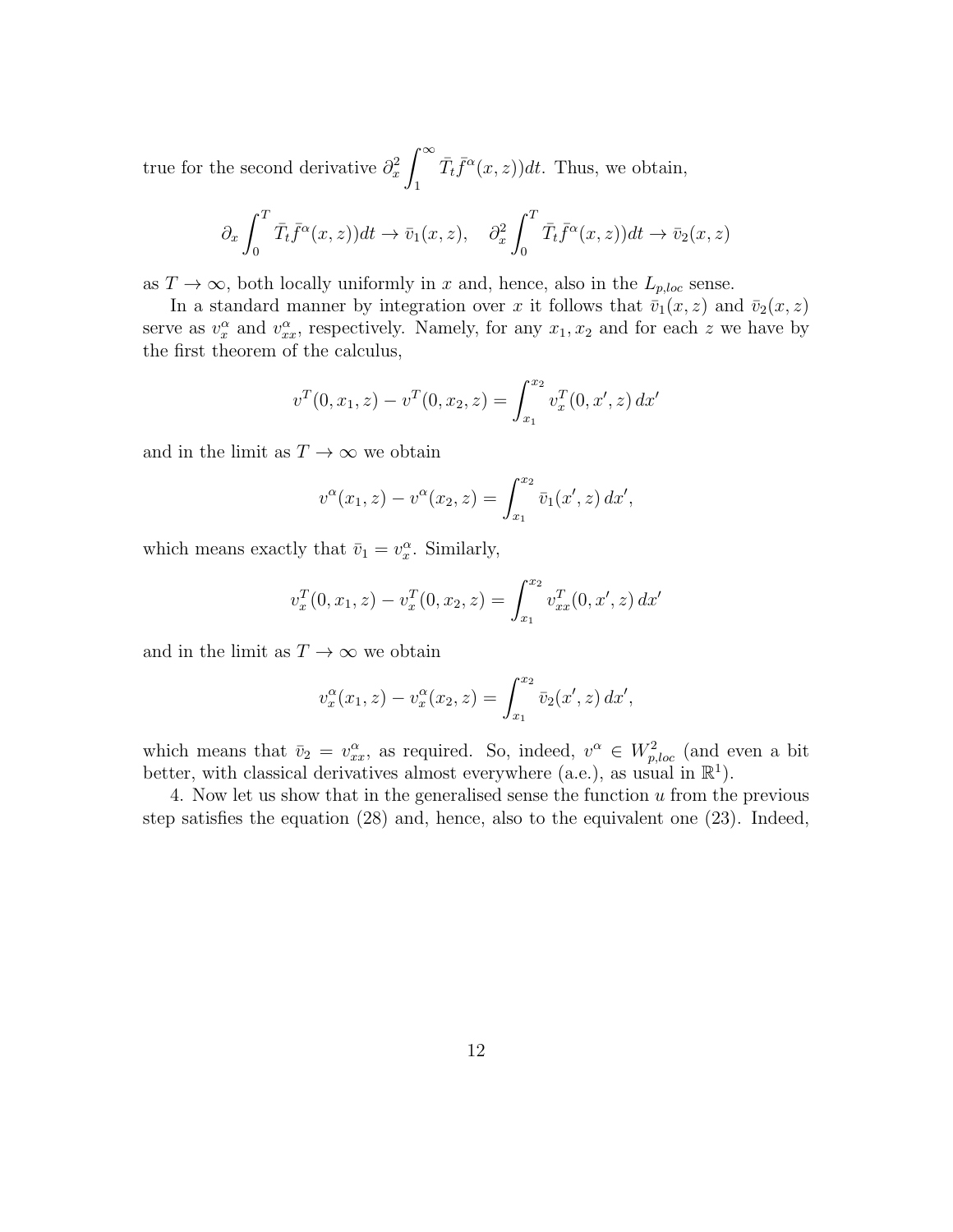true for the second derivative $\partial_x^2 \int_1^\infty \bar{T}_t \bar{f}^\alpha(x,z))dt$. Thus, we obtain,

$$\partial_x \int_0^T \bar{T}_t \bar{f}^\alpha(x,z))dt \to \bar{v}_1(x,z), \quad \partial_x^2 \int_0^T \bar{T}_t \bar{f}^\alpha(x,z))dt \to \bar{v}_2(x,z)$$

as $T \to \infty$, both locally uniformly in $x$ and, hence, also in the $L_{p,loc}$ sense.

In a standard manner by integration over $x$ it follows that $\bar{v}_1(x,z)$ and $\bar{v}_2(x,z)$ serve as $v_x^\alpha$ and $v_{xx}^\alpha$, respectively. Namely, for any $x_1, x_2$ and for each $z$ we have by the first theorem of the calculus,

$$v^T(0,x_1,z) - v^T(0,x_2,z) = \int_{x_1}^{x_2} v_x^T(0,x',z)\,dx'$$

and in the limit as $T \to \infty$ we obtain

$$v^\alpha(x_1,z) - v^\alpha(x_2,z) = \int_{x_1}^{x_2} \bar{v}_1(x',z)\,dx',$$

which means exactly that $\bar{v}_1 = v_x^\alpha$. Similarly,

$$v_x^T(0,x_1,z) - v_x^T(0,x_2,z) = \int_{x_1}^{x_2} v_{xx}^T(0,x',z)\,dx'$$

and in the limit as $T \to \infty$ we obtain

$$v_x^\alpha(x_1,z) - v_x^\alpha(x_2,z) = \int_{x_1}^{x_2} \bar{v}_2(x',z)\,dx',$$

which means that $\bar{v}_2 = v_{xx}^\alpha$, as required. So, indeed, $v^\alpha \in W_{p,loc}^2$ (and even a bit better, with classical derivatives almost everywhere (a.e.), as usual in $\mathbb{R}^1$).

4. Now let us show that in the generalised sense the function $u$ from the previous step satisfies the equation (28) and, hence, also to the equivalent one (23). Indeed,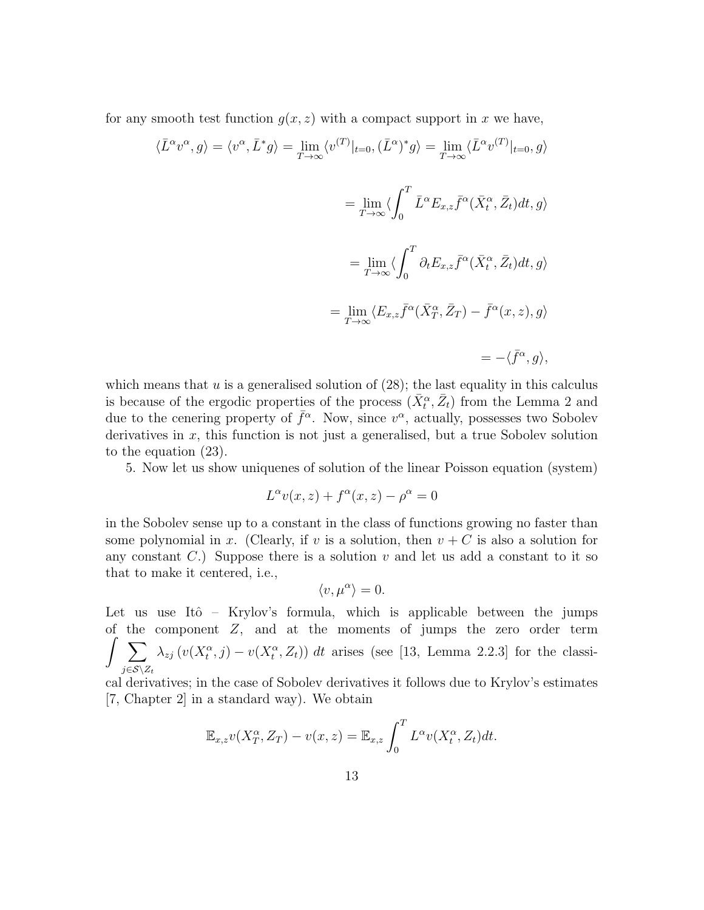for any smooth test function $g(x,z)$ with a compact support in $x$ we have,

$$\langle \bar L^\alpha v^\alpha, g\rangle = \langle v^\alpha, \bar L^* g\rangle = \lim_{T\to\infty} \langle v^{(T)}|_{t=0}, (\bar L^\alpha)^* g\rangle = \lim_{T\to\infty} \langle \bar L^\alpha v^{(T)}|_{t=0}, g\rangle$$

$$= \lim_{T\to\infty} \langle \int_0^T \bar L^\alpha E_{x,z} \bar f^\alpha(\bar X_t^\alpha, \bar Z_t) dt, g\rangle$$

$$= \lim_{T\to\infty} \langle \int_0^T \partial_t E_{x,z} \bar f^\alpha(\bar X_t^\alpha, \bar Z_t) dt, g\rangle$$

$$= \lim_{T\to\infty} \langle E_{x,z} \bar f^\alpha(\bar X_T^\alpha, \bar Z_T) - \bar f^\alpha(x,z), g\rangle$$

$$= -\langle \bar f^\alpha, g\rangle,$$

which means that $u$ is a generalised solution of (28); the last equality in this calculus is because of the ergodic properties of the process $(\bar X_t^\alpha, \bar Z_t)$ from the Lemma 2 and due to the cenering property of $\bar f^\alpha$. Now, since $v^\alpha$, actually, possesses two Sobolev derivatives in $x$, this function is not just a generalised, but a true Sobolev solution to the equation (23).

5. Now let us show uniquenes of solution of the linear Poisson equation (system)

$$L^\alpha v(x,z) + f^\alpha(x,z) - \rho^\alpha = 0$$

in the Sobolev sense up to a constant in the class of functions growing no faster than some polynomial in $x$. (Clearly, if $v$ is a solution, then $v + C$ is also a solution for any constant $C$.) Suppose there is a solution $v$ and let us add a constant to it so that to make it centered, i.e.,

$$\langle v, \mu^\alpha\rangle = 0.$$

Let us use Itô – Krylov's formula, which is applicable between the jumps of the component $Z$, and at the moments of jumps the zero order term $\displaystyle\int \sum_{j\in\mathcal{S}\setminus Z_t} \lambda_{zj} \left(v(X_t^\alpha, j) - v(X_t^\alpha, Z_t)\right) dt$ arises (see [13, Lemma 2.2.3] for the classical derivatives; in the case of Sobolev derivatives it follows due to Krylov's estimates [7, Chapter 2] in a standard way). We obtain

$$\mathbb{E}_{x,z} v(X_T^\alpha, Z_T) - v(x,z) = \mathbb{E}_{x,z} \int_0^T L^\alpha v(X_t^\alpha, Z_t) dt.$$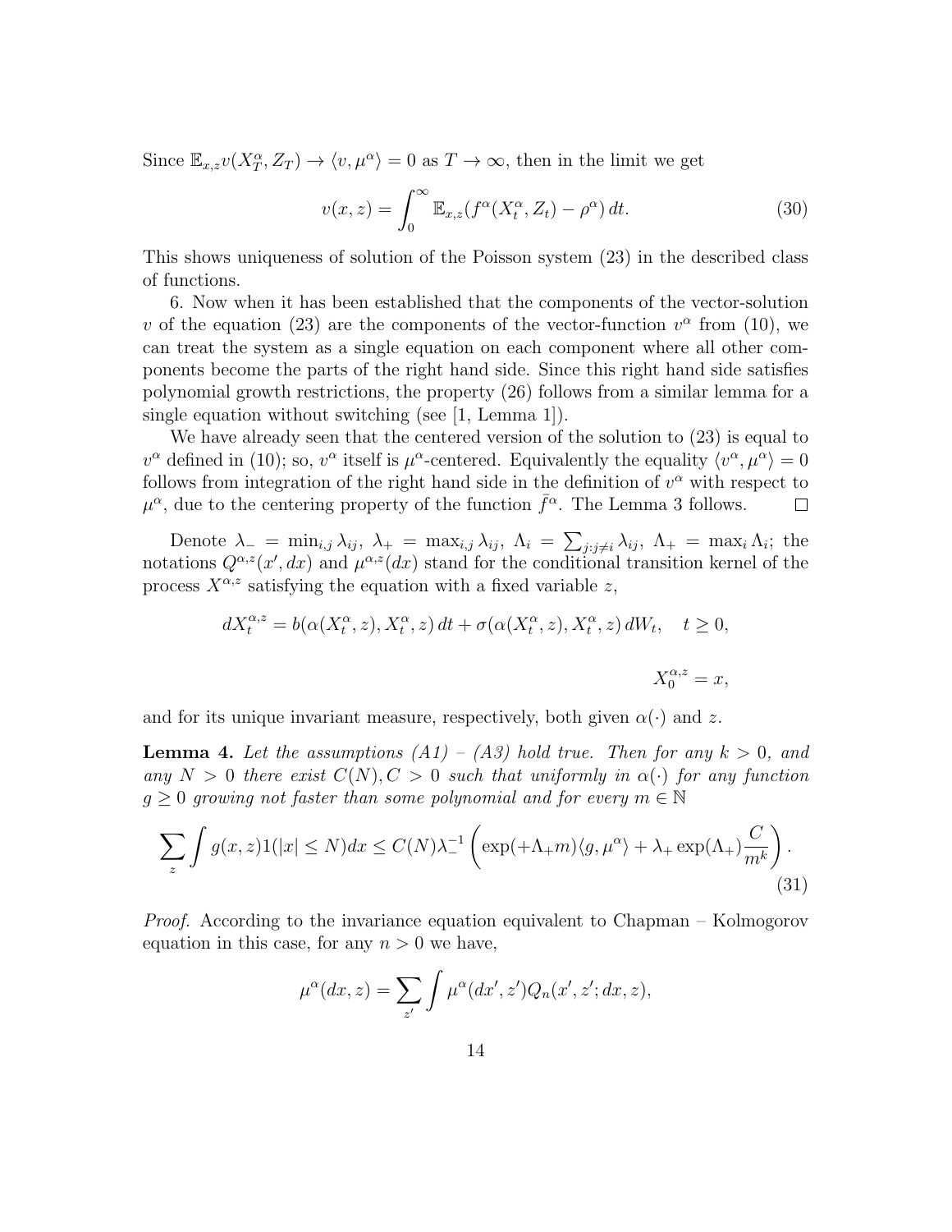Since $\mathbb{E}_{x,z} v(X^\alpha_T, Z_T) \to \langle v, \mu^\alpha \rangle = 0$ as $T \to \infty$, then in the limit we get

$$
v(x,z) = \int_0^\infty \mathbb{E}_{x,z}(f^\alpha(X^\alpha_t, Z_t) - \rho^\alpha)\, dt. \tag{30}
$$

This shows uniqueness of solution of the Poisson system (23) in the described class of functions.

6. Now when it has been established that the components of the vector-solution $v$ of the equation (23) are the components of the vector-function $v^\alpha$ from (10), we can treat the system as a single equation on each component where all other components become the parts of the right hand side. Since this right hand side satisfies polynomial growth restrictions, the property (26) follows from a similar lemma for a single equation without switching (see [1, Lemma 1]).

We have already seen that the centered version of the solution to (23) is equal to $v^\alpha$ defined in (10); so, $v^\alpha$ itself is $\mu^\alpha$-centered. Equivalently the equality $\langle v^\alpha, \mu^\alpha \rangle = 0$ follows from integration of the right hand side in the definition of $v^\alpha$ with respect to $\mu^\alpha$, due to the centering property of the function $\bar f^\alpha$. The Lemma 3 follows. $\square$

Denote $\lambda_- = \min_{i,j} \lambda_{ij}$, $\lambda_+ = \max_{i,j} \lambda_{ij}$, $\Lambda_i = \sum_{j: j\neq i} \lambda_{ij}$, $\Lambda_+ = \max_i \Lambda_i$; the notations $Q^{\alpha,z}(x', dx)$ and $\mu^{\alpha,z}(dx)$ stand for the conditional transition kernel of the process $X^{\alpha,z}$ satisfying the equation with a fixed variable $z$,

$$
dX^{\alpha,z}_t = b(\alpha(X^\alpha_t, z), X^\alpha_t, z)\, dt + \sigma(\alpha(X^\alpha_t, z), X^\alpha_t, z)\, dW_t, \quad t \geq 0,
$$

$$
X^{\alpha,z}_0 = x,
$$

and for its unique invariant measure, respectively, both given $\alpha(\cdot)$ and $z$.

**Lemma 4.** *Let the assumptions (A1) – (A3) hold true. Then for any $k > 0$, and any $N > 0$ there exist $C(N), C > 0$ such that uniformly in $\alpha(\cdot)$ for any function $g \geq 0$ growing not faster than some polynomial and for every $m \in \mathbb{N}$*

$$
\sum_z \int g(x,z) 1(|x| \leq N) dx \leq C(N) \lambda_-^{-1} \left( \exp(+\Lambda_+ m) \langle g, \mu^\alpha \rangle + \lambda_+ \exp(\Lambda_+) \frac{C}{m^k} \right). \tag{31}
$$

*Proof.* According to the invariance equation equivalent to Chapman – Kolmogorov equation in this case, for any $n > 0$ we have,

$$
\mu^\alpha(dx, z) = \sum_{z'} \int \mu^\alpha(dx', z') Q_n(x', z'; dx, z),
$$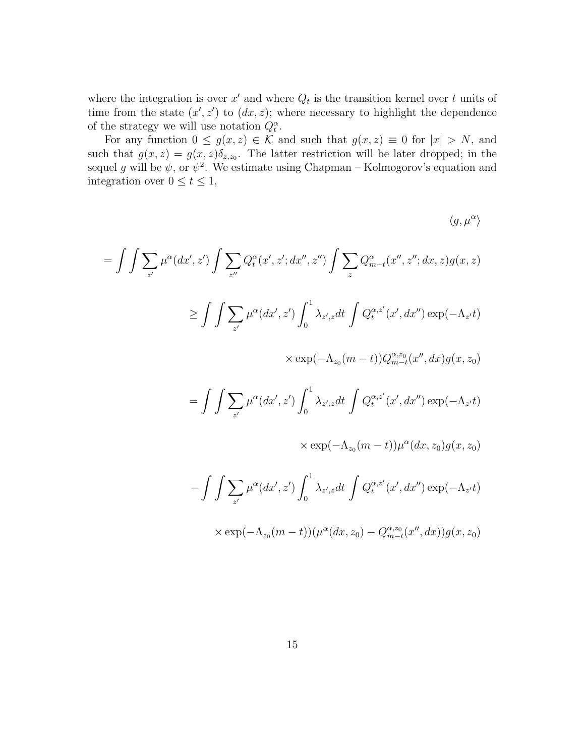where the integration is over $x'$ and where $Q_t$ is the transition kernel over $t$ units of time from the state $(x', z')$ to $(dx, z)$; where necessary to highlight the dependence of the strategy we will use notation $Q^\alpha_t$.

For any function $0 \le g(x,z) \in \mathcal{K}$ and such that $g(x,z) \equiv 0$ for $|x| > N$, and such that $g(x,z) = g(x,z)\delta_{z,z_0}$. The latter restriction will be later dropped; in the sequel $g$ will be $\psi$, or $\psi^2$. We estimate using Chapman – Kolmogorov's equation and integration over $0 \le t \le 1$,

$$
\begin{aligned}
&\langle g, \mu^\alpha \rangle \\
&= \int\int \sum_{z'} \mu^\alpha(dx', z') \int \sum_{z''} Q^\alpha_t(x', z'; dx'', z'') \int \sum_{z} Q^\alpha_{m-t}(x'', z''; dx, z) g(x, z) \\
&\ge \int\int \sum_{z'} \mu^\alpha(dx', z') \int_0^1 \lambda_{z',z} dt \int Q^{\alpha, z'}_t(x', dx'') \exp(-\Lambda_{z'} t) \\
&\times \exp(-\Lambda_{z_0}(m-t)) Q^{\alpha, z_0}_{m-t}(x'', dx) g(x, z_0) \\
&= \int\int \sum_{z'} \mu^\alpha(dx', z') \int_0^1 \lambda_{z',z} dt \int Q^{\alpha, z'}_t(x', dx'') \exp(-\Lambda_{z'} t) \\
&\times \exp(-\Lambda_{z_0}(m-t)) \mu^\alpha(dx, z_0) g(x, z_0) \\
&- \int\int \sum_{z'} \mu^\alpha(dx', z') \int_0^1 \lambda_{z',z} dt \int Q^{\alpha, z'}_t(x', dx'') \exp(-\Lambda_{z'} t) \\
&\times \exp(-\Lambda_{z_0}(m-t)) (\mu^\alpha(dx, z_0) - Q^{\alpha, z_0}_{m-t}(x'', dx)) g(x, z_0)
\end{aligned}
$$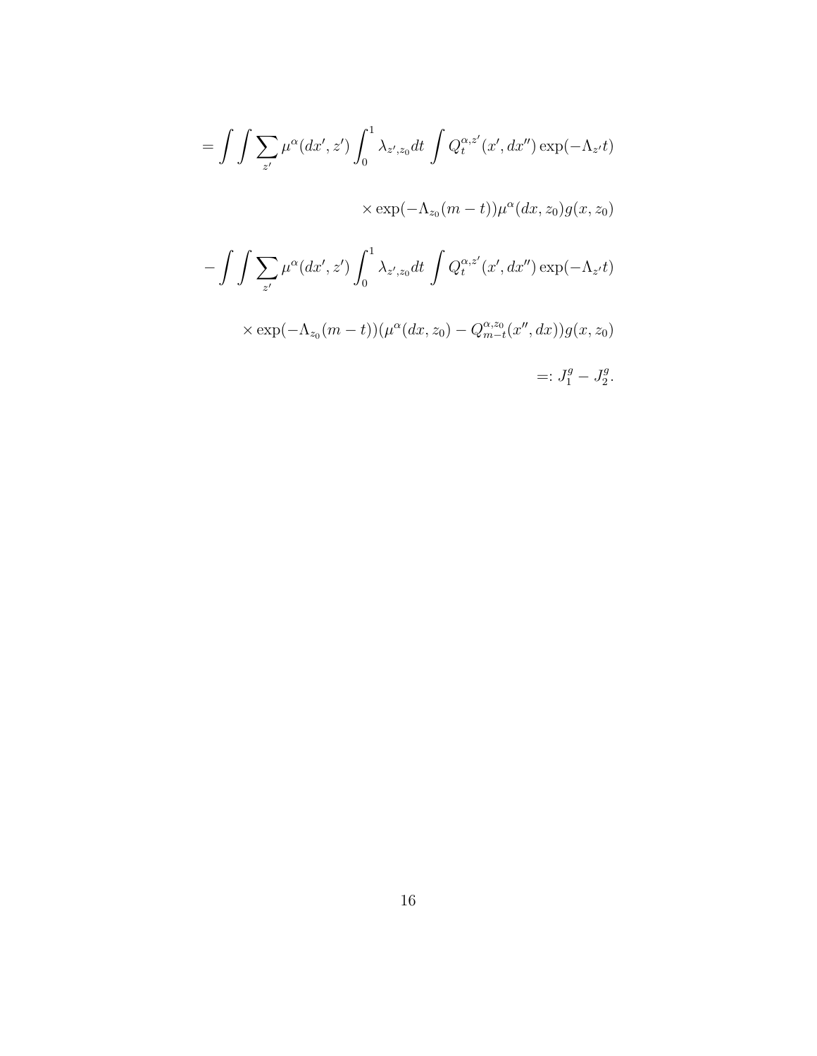$$
= \int \int \sum_{z'} \mu^{\alpha}(dx', z') \int_0^1 \lambda_{z',z_0} dt \int Q_t^{\alpha,z'}(x', dx'') \exp(-\Lambda_{z'} t)
$$

$$
\times \exp(-\Lambda_{z_0}(m-t)) \mu^{\alpha}(dx, z_0) g(x, z_0)
$$

$$
- \int \int \sum_{z'} \mu^{\alpha}(dx', z') \int_0^1 \lambda_{z',z_0} dt \int Q_t^{\alpha,z'}(x', dx'') \exp(-\Lambda_{z'} t)
$$

$$
\times \exp(-\Lambda_{z_0}(m-t))(\mu^{\alpha}(dx, z_0) - Q_{m-t}^{\alpha,z_0}(x'', dx)) g(x, z_0)
$$

$$
=: J_1^g - J_2^g.
$$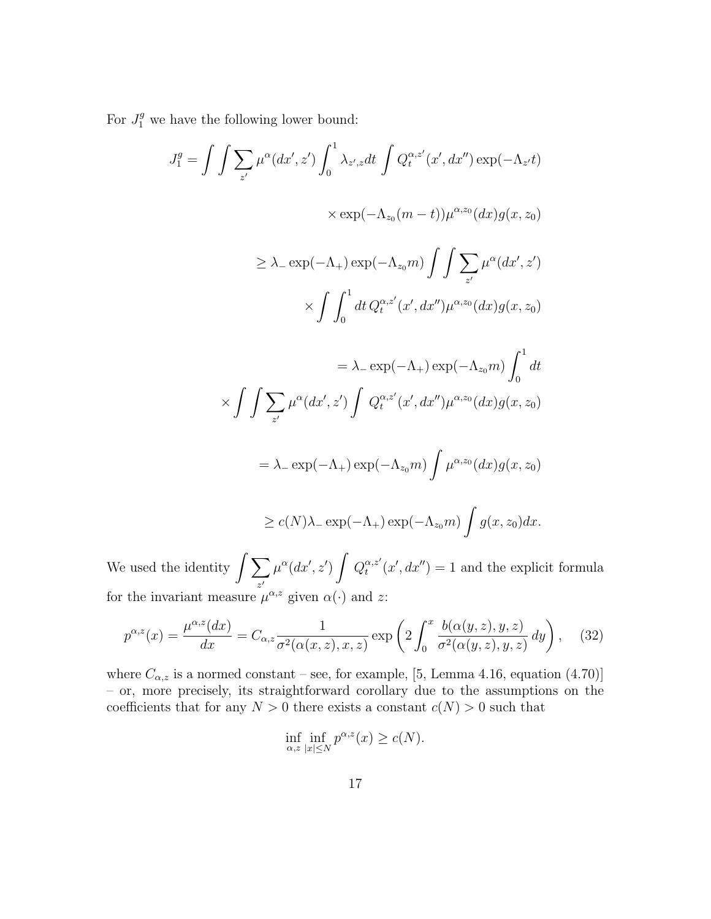For $J_1^g$ we have the following lower bound:

$$
\begin{aligned}
J_1^g = \int\int\sum_{z'}\mu^\alpha(dx',z')\int_0^1 \lambda_{z',z}dt\,\int Q_t^{\alpha,z'}(x',dx'')\exp(-\Lambda_{z'}t) \\
\times\exp(-\Lambda_{z_0}(m-t))\mu^{\alpha,z_0}(dx)g(x,z_0) \\
\geq \lambda_-\exp(-\Lambda_+)\exp(-\Lambda_{z_0}m)\int\int\sum_{z'}\mu^\alpha(dx',z') \\
\times\int\int_0^1 dt\,Q_t^{\alpha,z'}(x',dx'')\mu^{\alpha,z_0}(dx)g(x,z_0) \\
= \lambda_-\exp(-\Lambda_+)\exp(-\Lambda_{z_0}m)\int_0^1 dt \\
\times\int\int\sum_{z'}\mu^\alpha(dx',z')\int Q_t^{\alpha,z'}(x',dx'')\mu^{\alpha,z_0}(dx)g(x,z_0) \\
= \lambda_-\exp(-\Lambda_+)\exp(-\Lambda_{z_0}m)\int\mu^{\alpha,z_0}(dx)g(x,z_0) \\
\geq c(N)\lambda_-\exp(-\Lambda_+)\exp(-\Lambda_{z_0}m)\int g(x,z_0)dx.
\end{aligned}
$$

We used the identity $\displaystyle\int\sum_{z'}\mu^\alpha(dx',z')\int Q_t^{\alpha,z'}(x',dx'')=1$ and the explicit formula for the invariant measure $\mu^{\alpha,z}$ given $\alpha(\cdot)$ and $z$:

$$
p^{\alpha,z}(x)=\frac{\mu^{\alpha,z}(dx)}{dx}=C_{\alpha,z}\frac{1}{\sigma^2(\alpha(x,z),x,z)}\exp\left(2\int_0^x\frac{b(\alpha(y,z),y,z)}{\sigma^2(\alpha(y,z),y,z)}\,dy\right), \quad (32)
$$

where $C_{\alpha,z}$ is a normed constant – see, for example, [5, Lemma 4.16, equation (4.70)] – or, more precisely, its straightforward corollary due to the assumptions on the coefficients that for any $N>0$ there exists a constant $c(N)>0$ such that

$$
\inf_{\alpha,z}\inf_{|x|\leq N}p^{\alpha,z}(x)\geq c(N).
$$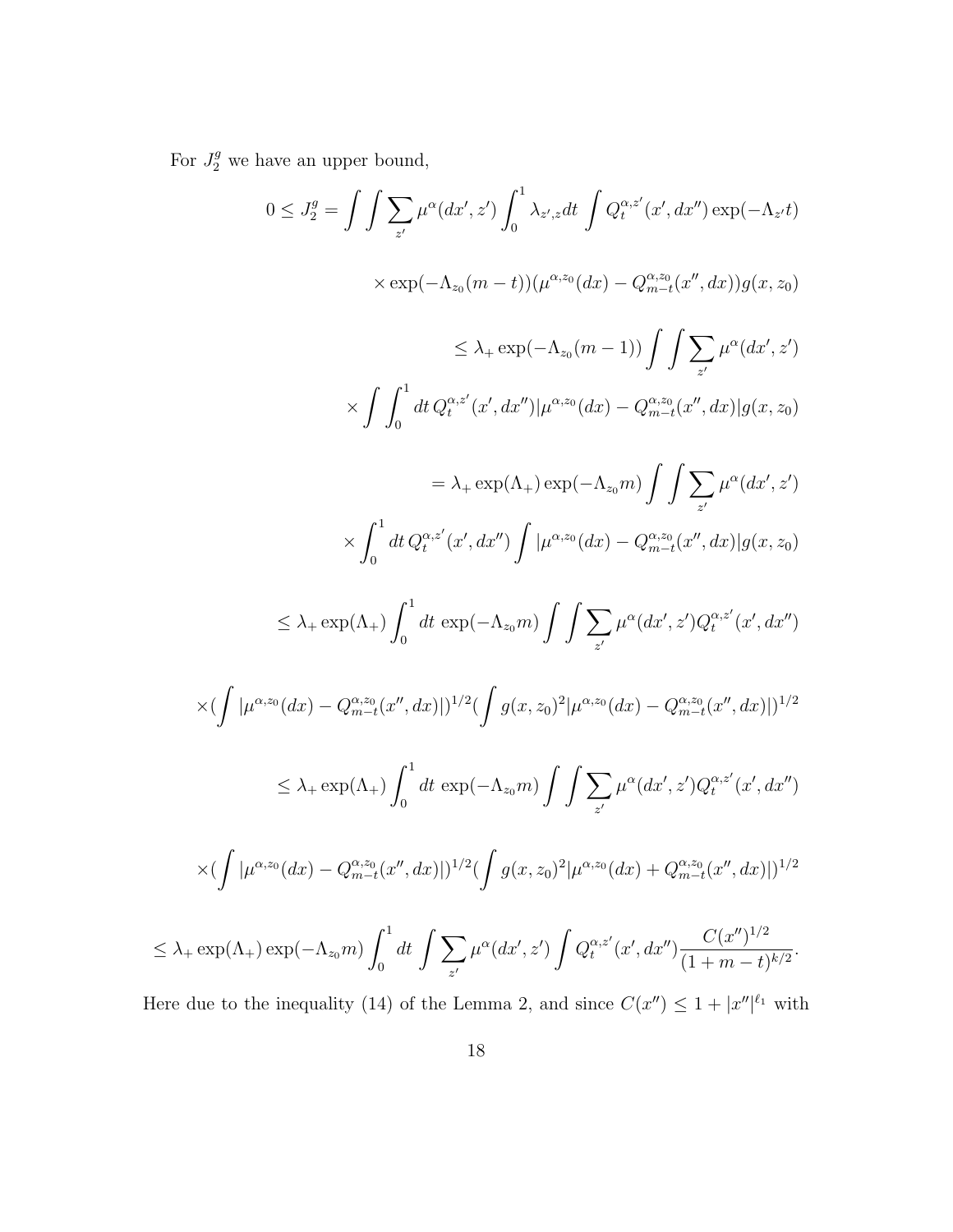For $J_2^g$ we have an upper bound,

$$
0 \le J_2^g = \int \int \sum_{z'} \mu^\alpha(dx', z') \int_0^1 \lambda_{z',z} dt \int Q_t^{\alpha,z'}(x', dx'') \exp(-\Lambda_{z'} t)
$$

$$
\times \exp(-\Lambda_{z_0}(m-t))(\mu^{\alpha,z_0}(dx) - Q_{m-t}^{\alpha,z_0}(x'', dx)) g(x, z_0)
$$

$$
\le \lambda_+ \exp(-\Lambda_{z_0}(m-1)) \int \int \sum_{z'} \mu^\alpha(dx', z')
$$

$$
\times \int \int_0^1 dt\, Q_t^{\alpha,z'}(x', dx'') |\mu^{\alpha,z_0}(dx) - Q_{m-t}^{\alpha,z_0}(x'', dx)| g(x, z_0)
$$

$$
= \lambda_+ \exp(\Lambda_+) \exp(-\Lambda_{z_0} m) \int \int \sum_{z'} \mu^\alpha(dx', z')
$$

$$
\times \int_0^1 dt\, Q_t^{\alpha,z'}(x', dx'') \int |\mu^{\alpha,z_0}(dx) - Q_{m-t}^{\alpha,z_0}(x'', dx)| g(x, z_0)
$$

$$
\le \lambda_+ \exp(\Lambda_+) \int_0^1 dt\ \exp(-\Lambda_{z_0} m) \int \int \sum_{z'} \mu^\alpha(dx', z') Q_t^{\alpha,z'}(x', dx'')
$$

$$
\times (\int |\mu^{\alpha,z_0}(dx) - Q_{m-t}^{\alpha,z_0}(x'', dx)|)^{1/2} (\int g(x, z_0)^2 |\mu^{\alpha,z_0}(dx) - Q_{m-t}^{\alpha,z_0}(x'', dx)|)^{1/2}
$$

$$
\le \lambda_+ \exp(\Lambda_+) \int_0^1 dt\ \exp(-\Lambda_{z_0} m) \int \int \sum_{z'} \mu^\alpha(dx', z') Q_t^{\alpha,z'}(x', dx'')
$$

$$
\times (\int |\mu^{\alpha,z_0}(dx) - Q_{m-t}^{\alpha,z_0}(x'', dx)|)^{1/2} (\int g(x, z_0)^2 |\mu^{\alpha,z_0}(dx) + Q_{m-t}^{\alpha,z_0}(x'', dx)|)^{1/2}
$$

$$
\le \lambda_+ \exp(\Lambda_+) \exp(-\Lambda_{z_0} m) \int_0^1 dt\ \int \sum_{z'} \mu^\alpha(dx', z') \int Q_t^{\alpha,z'}(x', dx'') \frac{C(x'')^{1/2}}{(1+m-t)^{k/2}}.
$$

Here due to the inequality (14) of the Lemma 2, and since $C(x'') \le 1 + |x''|^{\ell_1}$ with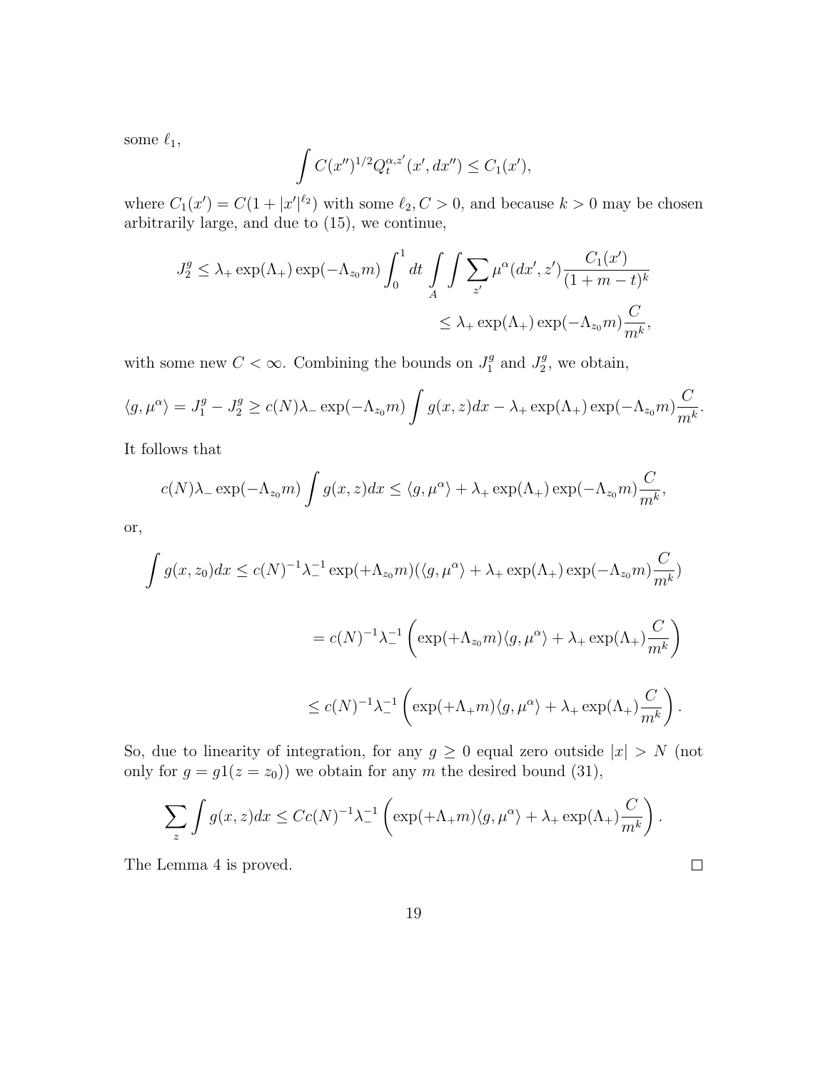some $\ell_1$,

$$\int C(x'')^{1/2} Q_t^{\alpha,z'}(x', dx'') \leq C_1(x'),$$

where $C_1(x') = C(1 + |x'|^{\ell_2})$ with some $\ell_2, C > 0$, and because $k > 0$ may be chosen arbitrarily large, and due to (15), we continue,

$$J_2^g \leq \lambda_+ \exp(\Lambda_+) \exp(-\Lambda_{z_0} m) \int_0^1 dt \int\limits_A \int \sum_{z'} \mu^\alpha(dx', z') \frac{C_1(x')}{(1 + m - t)^k}$$

$$\leq \lambda_+ \exp(\Lambda_+) \exp(-\Lambda_{z_0} m) \frac{C}{m^k},$$

with some new $C < \infty$. Combining the bounds on $J_1^g$ and $J_2^g$, we obtain,

$$\langle g, \mu^\alpha \rangle = J_1^g - J_2^g \geq c(N) \lambda_- \exp(-\Lambda_{z_0} m) \int g(x, z) dx - \lambda_+ \exp(\Lambda_+) \exp(-\Lambda_{z_0} m) \frac{C}{m^k}.$$

It follows that

$$c(N) \lambda_- \exp(-\Lambda_{z_0} m) \int g(x, z) dx \leq \langle g, \mu^\alpha \rangle + \lambda_+ \exp(\Lambda_+) \exp(-\Lambda_{z_0} m) \frac{C}{m^k},$$

or,

$$\int g(x, z_0) dx \leq c(N)^{-1} \lambda_-^{-1} \exp(+\Lambda_{z_0} m)(\langle g, \mu^\alpha \rangle + \lambda_+ \exp(\Lambda_+) \exp(-\Lambda_{z_0} m) \frac{C}{m^k})$$

$$= c(N)^{-1} \lambda_-^{-1} \left( \exp(+\Lambda_{z_0} m) \langle g, \mu^\alpha \rangle + \lambda_+ \exp(\Lambda_+) \frac{C}{m^k} \right)$$

$$\leq c(N)^{-1} \lambda_-^{-1} \left( \exp(+\Lambda_+ m) \langle g, \mu^\alpha \rangle + \lambda_+ \exp(\Lambda_+) \frac{C}{m^k} \right).$$

So, due to linearity of integration, for any $g \geq 0$ equal zero outside $|x| > N$ (not only for $g = g1(z = z_0)$) we obtain for any $m$ the desired bound (31),

$$\sum_z \int g(x, z) dx \leq C c(N)^{-1} \lambda_-^{-1} \left( \exp(+\Lambda_+ m) \langle g, \mu^\alpha \rangle + \lambda_+ \exp(\Lambda_+) \frac{C}{m^k} \right).$$

The Lemma 4 is proved. $\square$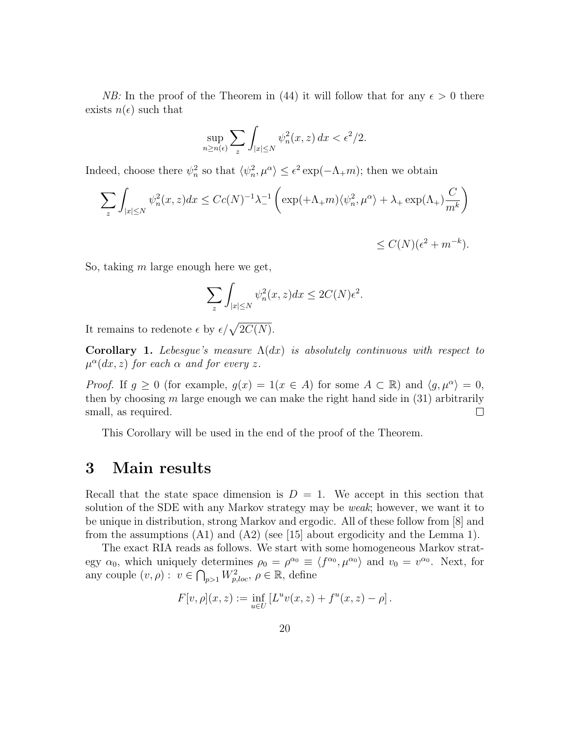*NB:* In the proof of the Theorem in (44) it will follow that for any $\epsilon > 0$ there exists $n(\epsilon)$ such that

$$\sup_{n \ge n(\epsilon)} \sum_z \int_{|x| \le N} \psi_n^2(x,z)\, dx < \epsilon^2/2.$$

Indeed, choose there $\psi_n^2$ so that $\langle \psi_n^2, \mu^\alpha \rangle \le \epsilon^2 \exp(-\Lambda_+ m)$; then we obtain

$$\sum_z \int_{|x| \le N} \psi_n^2(x,z) dx \le C c(N)^{-1} \lambda_-^{-1} \left( \exp(+\Lambda_+ m) \langle \psi_n^2, \mu^\alpha \rangle + \lambda_+ \exp(\Lambda_+) \frac{C}{m^k} \right)$$

$$\le C(N)(\epsilon^2 + m^{-k}).$$

So, taking $m$ large enough here we get,

$$\sum_z \int_{|x| \le N} \psi_n^2(x,z) dx \le 2C(N)\epsilon^2.$$

It remains to redenote $\epsilon$ by $\epsilon/\sqrt{2C(N)}$.

**Corollary 1.** *Lebesgue's measure $\Lambda(dx)$ is absolutely continuous with respect to $\mu^\alpha(dx, z)$ for each $\alpha$ and for every $z$.*

*Proof.* If $g \ge 0$ (for example, $g(x) = 1(x \in A)$ for some $A \subset \mathbb{R}$) and $\langle g, \mu^\alpha \rangle = 0$, then by choosing $m$ large enough we can make the right hand side in (31) arbitrarily small, as required. $\square$

This Corollary will be used in the end of the proof of the Theorem.

# 3 Main results

Recall that the state space dimension is $D = 1$. We accept in this section that solution of the SDE with any Markov strategy may be *weak*; however, we want it to be unique in distribution, strong Markov and ergodic. All of these follow from [8] and from the assumptions (A1) and (A2) (see [15] about ergodicity and the Lemma 1).

The exact RIA reads as follows. We start with some homogeneous Markov strategy $\alpha_0$, which uniquely determines $\rho_0 = \rho^{\alpha_0} \equiv \langle f^{\alpha_0}, \mu^{\alpha_0} \rangle$ and $v_0 = v^{\alpha_0}$. Next, for any couple $(v, \rho)$ : $v \in \bigcap_{p>1} W_{p,loc}^2$, $\rho \in \mathbb{R}$, define

$$F[v, \rho](x, z) := \inf_{u \in U} \left[ L^u v(x, z) + f^u(x, z) - \rho \right].$$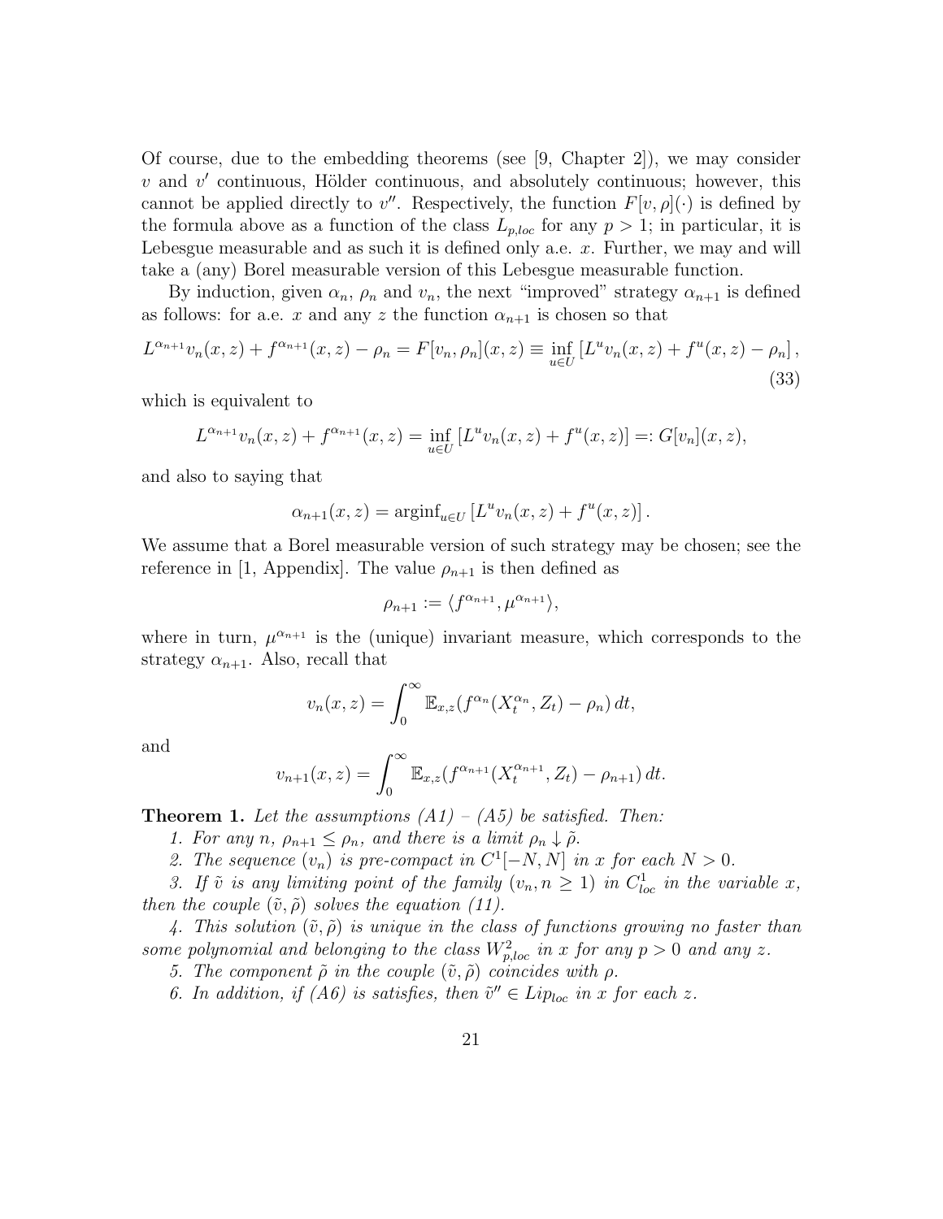Of course, due to the embedding theorems (see [9, Chapter 2]), we may consider $v$ and $v'$ continuous, Hölder continuous, and absolutely continuous; however, this cannot be applied directly to $v''$. Respectively, the function $F[v,\rho](\cdot)$ is defined by the formula above as a function of the class $L_{p,loc}$ for any $p > 1$; in particular, it is Lebesgue measurable and as such it is defined only a.e. $x$. Further, we may and will take a (any) Borel measurable version of this Lebesgue measurable function.

By induction, given $\alpha_n$, $\rho_n$ and $v_n$, the next "improved" strategy $\alpha_{n+1}$ is defined as follows: for a.e. $x$ and any $z$ the function $\alpha_{n+1}$ is chosen so that

$$L^{\alpha_{n+1}} v_n(x,z) + f^{\alpha_{n+1}}(x,z) - \rho_n = F[v_n,\rho_n](x,z) \equiv \inf_{u\in U} \left[L^u v_n(x,z) + f^u(x,z) - \rho_n\right], \tag{33}$$

which is equivalent to

$$L^{\alpha_{n+1}} v_n(x,z) + f^{\alpha_{n+1}}(x,z) = \inf_{u\in U} \left[L^u v_n(x,z) + f^u(x,z)\right] =: G[v_n](x,z),$$

and also to saying that

$$\alpha_{n+1}(x,z) = \mathrm{arginf}_{u\in U} \left[L^u v_n(x,z) + f^u(x,z)\right].$$

We assume that a Borel measurable version of such strategy may be chosen; see the reference in [1, Appendix]. The value $\rho_{n+1}$ is then defined as

$$\rho_{n+1} := \langle f^{\alpha_{n+1}}, \mu^{\alpha_{n+1}}\rangle,$$

where in turn, $\mu^{\alpha_{n+1}}$ is the (unique) invariant measure, which corresponds to the strategy $\alpha_{n+1}$. Also, recall that

$$v_n(x,z) = \int_0^\infty \mathbb{E}_{x,z}(f^{\alpha_n}(X_t^{\alpha_n}, Z_t) - \rho_n)\, dt,$$

and

$$v_{n+1}(x,z) = \int_0^\infty \mathbb{E}_{x,z}(f^{\alpha_{n+1}}(X_t^{\alpha_{n+1}}, Z_t) - \rho_{n+1})\, dt.$$

**Theorem 1.** *Let the assumptions (A1) – (A5) be satisfied. Then:*

*1. For any $n$, $\rho_{n+1} \le \rho_n$, and there is a limit $\rho_n \downarrow \tilde\rho$.*

*2. The sequence $(v_n)$ is pre-compact in $C^1[-N,N]$ in $x$ for each $N > 0$.*

*3. If $\tilde v$ is any limiting point of the family $(v_n, n \ge 1)$ in $C^1_{loc}$ in the variable $x$, then the couple $(\tilde v, \tilde \rho)$ solves the equation (11).*

*4. This solution $(\tilde v, \tilde\rho)$ is unique in the class of functions growing no faster than some polynomial and belonging to the class $W^2_{p,loc}$ in $x$ for any $p > 0$ and any $z$.*

*5. The component $\tilde\rho$ in the couple $(\tilde v, \tilde\rho)$ coincides with $\rho$.*

*6. In addition, if (A6) is satisfies, then $\tilde v'' \in Lip_{loc}$ in $x$ for each $z$.*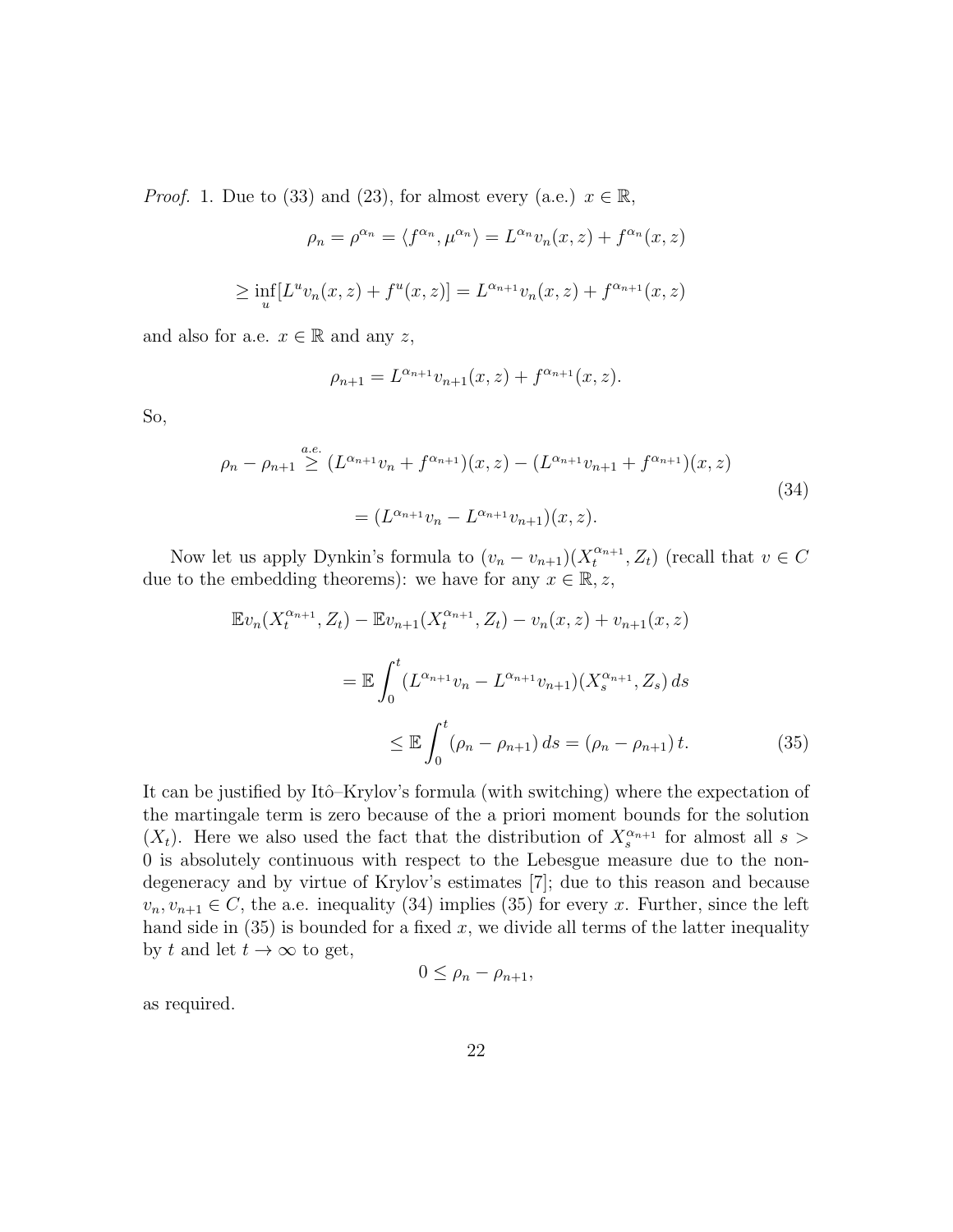*Proof.* 1. Due to (33) and (23), for almost every (a.e.) $x \in \mathbb{R}$,

$$\rho_n = \rho^{\alpha_n} = \langle f^{\alpha_n}, \mu^{\alpha_n} \rangle = L^{\alpha_n} v_n(x,z) + f^{\alpha_n}(x,z)$$

$$\geq \inf_u [L^u v_n(x,z) + f^u(x,z)] = L^{\alpha_{n+1}} v_n(x,z) + f^{\alpha_{n+1}}(x,z)$$

and also for a.e. $x \in \mathbb{R}$ and any $z$,

$$\rho_{n+1} = L^{\alpha_{n+1}} v_{n+1}(x,z) + f^{\alpha_{n+1}}(x,z).$$

So,

$$\begin{aligned}
\rho_n - \rho_{n+1} &\overset{a.e.}{\geq} (L^{\alpha_{n+1}} v_n + f^{\alpha_{n+1}})(x,z) - (L^{\alpha_{n+1}} v_{n+1} + f^{\alpha_{n+1}})(x,z) \\
&= (L^{\alpha_{n+1}} v_n - L^{\alpha_{n+1}} v_{n+1})(x,z).
\end{aligned} \tag{34}$$

Now let us apply Dynkin's formula to $(v_n - v_{n+1})(X_t^{\alpha_{n+1}}, Z_t)$ (recall that $v \in C$ due to the embedding theorems): we have for any $x \in \mathbb{R}, z$,

$$\begin{aligned}
&\mathbb{E} v_n(X_t^{\alpha_{n+1}}, Z_t) - \mathbb{E} v_{n+1}(X_t^{\alpha_{n+1}}, Z_t) - v_n(x,z) + v_{n+1}(x,z) \\
&= \mathbb{E} \int_0^t (L^{\alpha_{n+1}} v_n - L^{\alpha_{n+1}} v_{n+1})(X_s^{\alpha_{n+1}}, Z_s)\, ds \\
&\leq \mathbb{E} \int_0^t (\rho_n - \rho_{n+1})\, ds = (\rho_n - \rho_{n+1})\, t.
\end{aligned} \tag{35}$$

It can be justified by Itô–Krylov's formula (with switching) where the expectation of the martingale term is zero because of the a priori moment bounds for the solution $(X_t)$. Here we also used the fact that the distribution of $X_s^{\alpha_{n+1}}$ for almost all $s > 0$ is absolutely continuous with respect to the Lebesgue measure due to the non-degeneracy and by virtue of Krylov's estimates [7]; due to this reason and because $v_n, v_{n+1} \in C$, the a.e. inequality (34) implies (35) for every $x$. Further, since the left hand side in (35) is bounded for a fixed $x$, we divide all terms of the latter inequality by $t$ and let $t \to \infty$ to get,

$$0 \leq \rho_n - \rho_{n+1},$$

as required.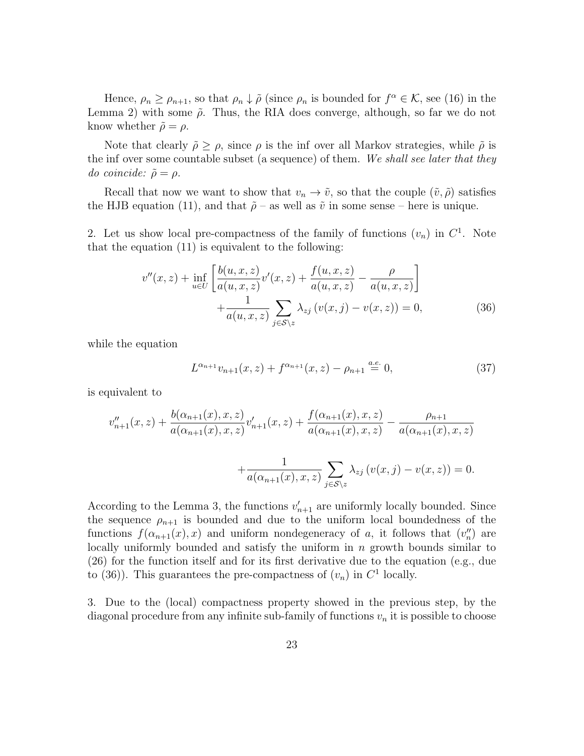Hence, $\rho_n \geq \rho_{n+1}$, so that $\rho_n \downarrow \tilde{\rho}$ (since $\rho_n$ is bounded for $f^\alpha \in \mathcal{K}$, see (16) in the Lemma 2) with some $\tilde{\rho}$. Thus, the RIA does converge, although, so far we do not know whether $\tilde{\rho} = \rho$.

Note that clearly $\tilde{\rho} \geq \rho$, since $\rho$ is the inf over all Markov strategies, while $\tilde{\rho}$ is the inf over some countable subset (a sequence) of them. *We shall see later that they do coincide: $\tilde{\rho} = \rho$.*

Recall that now we want to show that $v_n \to \tilde{v}$, so that the couple $(\tilde{v}, \tilde{\rho})$ satisfies the HJB equation (11), and that $\tilde{\rho}$ – as well as $\tilde{v}$ in some sense – here is unique.

2. Let us show local pre-compactness of the family of functions $(v_n)$ in $C^1$. Note that the equation (11) is equivalent to the following:

$$v''(x,z) + \inf_{u \in U} \left[ \frac{b(u,x,z)}{a(u,x,z)} v'(x,z) + \frac{f(u,x,z)}{a(u,x,z)} - \frac{\rho}{a(u,x,z)} \right] + \frac{1}{a(u,x,z)} \sum_{j \in \mathcal{S} \setminus z} \lambda_{zj} \left( v(x,j) - v(x,z) \right) = 0, \tag{36}$$

while the equation

$$L^{\alpha_{n+1}} v_{n+1}(x,z) + f^{\alpha_{n+1}}(x,z) - \rho_{n+1} \overset{a.e.}{=} 0, \tag{37}$$

is equivalent to

$$v''_{n+1}(x,z) + \frac{b(\alpha_{n+1}(x),x,z)}{a(\alpha_{n+1}(x),x,z)} v'_{n+1}(x,z) + \frac{f(\alpha_{n+1}(x),x,z)}{a(\alpha_{n+1}(x),x,z)} - \frac{\rho_{n+1}}{a(\alpha_{n+1}(x),x,z)}$$

$$+ \frac{1}{a(\alpha_{n+1}(x),x,z)} \sum_{j \in \mathcal{S} \setminus z} \lambda_{zj} \left( v(x,j) - v(x,z) \right) = 0.$$

According to the Lemma 3, the functions $v'_{n+1}$ are uniformly locally bounded. Since the sequence $\rho_{n+1}$ is bounded and due to the uniform local boundedness of the functions $f(\alpha_{n+1}(x), x)$ and uniform nondegeneracy of $a$, it follows that $(v''_n)$ are locally uniformly bounded and satisfy the uniform in $n$ growth bounds similar to (26) for the function itself and for its first derivative due to the equation (e.g., due to (36)). This guarantees the pre-compactness of $(v_n)$ in $C^1$ locally.

3. Due to the (local) compactness property showed in the previous step, by the diagonal procedure from any infinite sub-family of functions $v_n$ it is possible to choose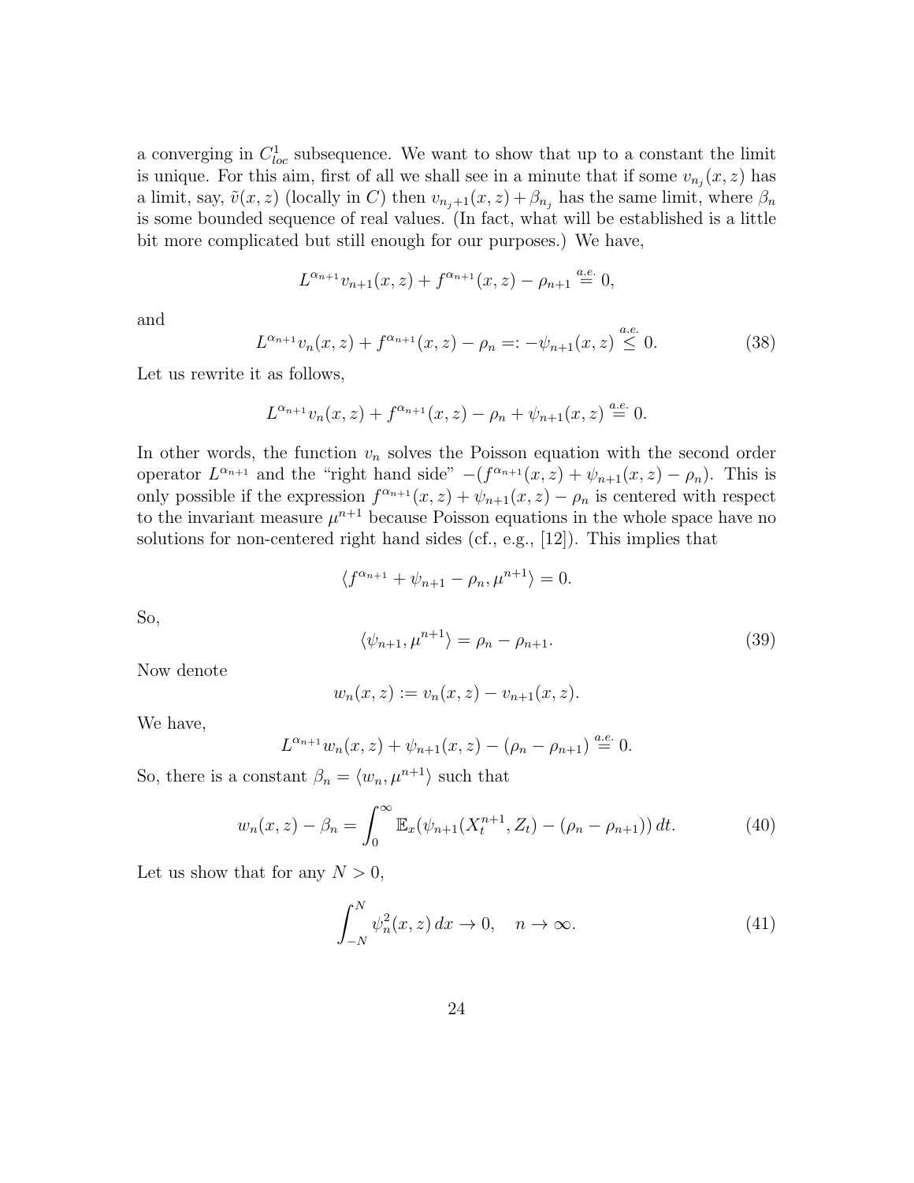a converging in $C^1_{loc}$ subsequence. We want to show that up to a constant the limit is unique. For this aim, first of all we shall see in a minute that if some $v_{n_j}(x,z)$ has a limit, say, $\tilde{v}(x,z)$ (locally in $C$) then $v_{n_j+1}(x,z) + \beta_{n_j}$ has the same limit, where $\beta_n$ is some bounded sequence of real values. (In fact, what will be established is a little bit more complicated but still enough for our purposes.) We have,

$$L^{\alpha_{n+1}} v_{n+1}(x,z) + f^{\alpha_{n+1}}(x,z) - \rho_{n+1} \stackrel{a.e.}{=} 0,$$

and

$$L^{\alpha_{n+1}} v_n(x,z) + f^{\alpha_{n+1}}(x,z) - \rho_n =: -\psi_{n+1}(x,z) \stackrel{a.e.}{\leq} 0. \tag{38}$$

Let us rewrite it as follows,

$$L^{\alpha_{n+1}} v_n(x,z) + f^{\alpha_{n+1}}(x,z) - \rho_n + \psi_{n+1}(x,z) \stackrel{a.e.}{=} 0.$$

In other words, the function $v_n$ solves the Poisson equation with the second order operator $L^{\alpha_{n+1}}$ and the "right hand side" $-(f^{\alpha_{n+1}}(x,z) + \psi_{n+1}(x,z) - \rho_n)$. This is only possible if the expression $f^{\alpha_{n+1}}(x,z) + \psi_{n+1}(x,z) - \rho_n$ is centered with respect to the invariant measure $\mu^{n+1}$ because Poisson equations in the whole space have no solutions for non-centered right hand sides (cf., e.g., [12]). This implies that

$$\langle f^{\alpha_{n+1}} + \psi_{n+1} - \rho_n, \mu^{n+1} \rangle = 0.$$

So,

$$\langle \psi_{n+1}, \mu^{n+1} \rangle = \rho_n - \rho_{n+1}. \tag{39}$$

Now denote

$$w_n(x,z) := v_n(x,z) - v_{n+1}(x,z).$$

We have,

$$L^{\alpha_{n+1}} w_n(x,z) + \psi_{n+1}(x,z) - (\rho_n - \rho_{n+1}) \stackrel{a.e.}{=} 0.$$

So, there is a constant $\beta_n = \langle w_n, \mu^{n+1} \rangle$ such that

$$w_n(x,z) - \beta_n = \int_0^\infty \mathbb{E}_x(\psi_{n+1}(X^{n+1}_t, Z_t) - (\rho_n - \rho_{n+1}))\, dt. \tag{40}$$

Let us show that for any $N > 0$,

$$\int_{-N}^{N} \psi_n^2(x,z)\, dx \to 0, \quad n \to \infty. \tag{41}$$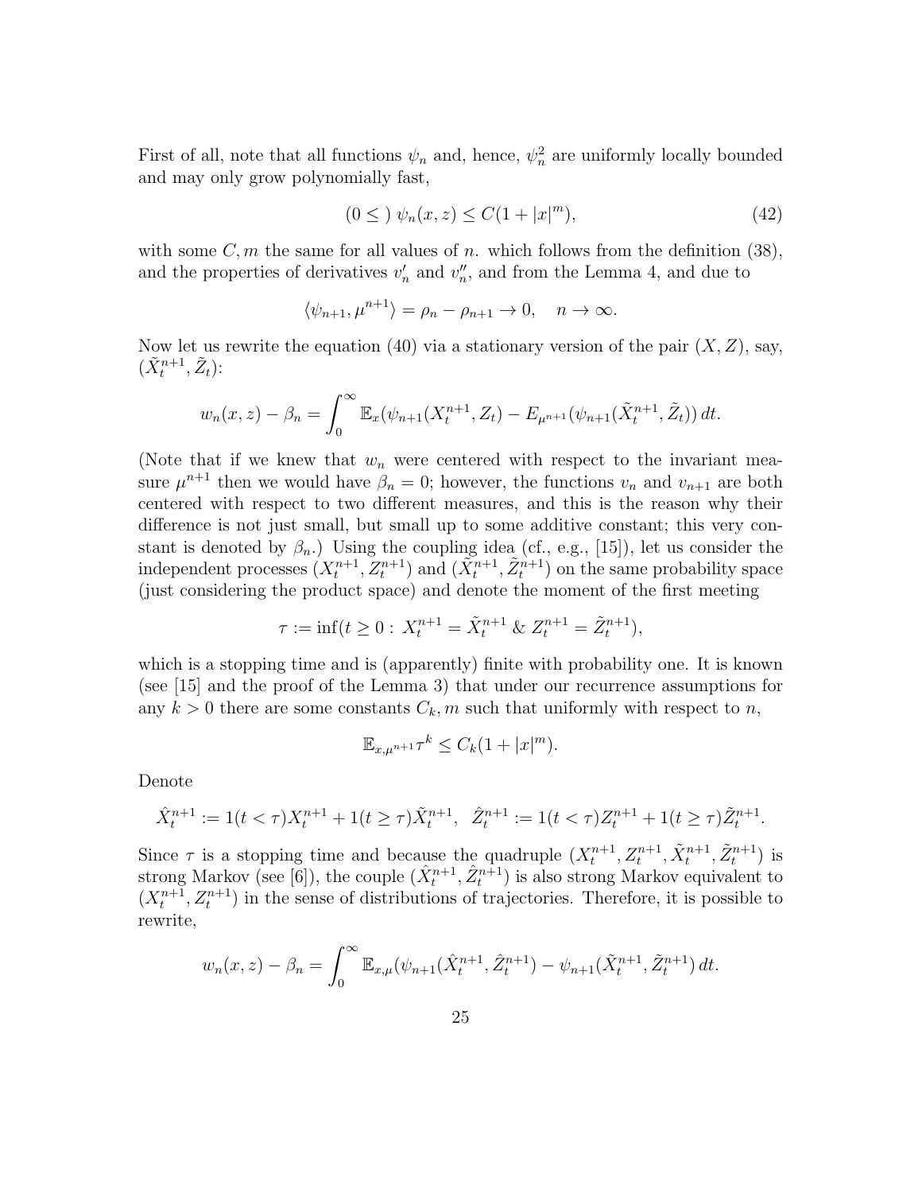First of all, note that all functions $\psi_n$ and, hence, $\psi_n^2$ are uniformly locally bounded and may only grow polynomially fast,

$$(0 \le \,)\ \psi_n(x,z) \le C(1+|x|^m), \tag{42}$$

with some $C, m$ the same for all values of $n$. which follows from the definition (38), and the properties of derivatives $v_n'$ and $v_n''$, and from the Lemma 4, and due to

$$\langle \psi_{n+1}, \mu^{n+1}\rangle = \rho_n - \rho_{n+1} \to 0, \quad n \to \infty.$$

Now let us rewrite the equation (40) via a stationary version of the pair $(X, Z)$, say, $(\tilde X_t^{n+1}, \tilde Z_t)$:

$$w_n(x,z) - \beta_n = \int_0^\infty \mathbb{E}_x(\psi_{n+1}(X_t^{n+1}, Z_t) - E_{\mu^{n+1}}(\psi_{n+1}(\tilde X_t^{n+1}, \tilde Z_t))\,dt.$$

(Note that if we knew that $w_n$ were centered with respect to the invariant measure $\mu^{n+1}$ then we would have $\beta_n = 0$; however, the functions $v_n$ and $v_{n+1}$ are both centered with respect to two different measures, and this is the reason why their difference is not just small, but small up to some additive constant; this very constant is denoted by $\beta_n$.) Using the coupling idea (cf., e.g., [15]), let us consider the independent processes $(X_t^{n+1}, Z_t^{n+1})$ and $(\tilde X_t^{n+1}, \tilde Z_t^{n+1})$ on the same probability space (just considering the product space) and denote the moment of the first meeting

$$\tau := \inf(t \ge 0:\ X_t^{n+1} = \tilde X_t^{n+1}\ \&\ Z_t^{n+1} = \tilde Z_t^{n+1}),$$

which is a stopping time and is (apparently) finite with probability one. It is known (see [15] and the proof of the Lemma 3) that under our recurrence assumptions for any $k > 0$ there are some constants $C_k, m$ such that uniformly with respect to $n$,

$$\mathbb{E}_{x,\mu^{n+1}} \tau^k \le C_k(1+|x|^m).$$

Denote

$$\hat X_t^{n+1} := 1(t<\tau) X_t^{n+1} + 1(t \ge \tau)\tilde X_t^{n+1}, \;\; \hat Z_t^{n+1} := 1(t<\tau) Z_t^{n+1} + 1(t \ge \tau)\tilde Z_t^{n+1}.$$

Since $\tau$ is a stopping time and because the quadruple $(X_t^{n+1}, Z_t^{n+1}, \tilde X_t^{n+1}, \tilde Z_t^{n+1})$ is strong Markov (see [6]), the couple $(\hat X_t^{n+1}, \hat Z_t^{n+1})$ is also strong Markov equivalent to $(X_t^{n+1}, Z_t^{n+1})$ in the sense of distributions of trajectories. Therefore, it is possible to rewrite,

$$w_n(x,z) - \beta_n = \int_0^\infty \mathbb{E}_{x,\mu}(\psi_{n+1}(\hat X_t^{n+1}, \hat Z_t^{n+1}) - \psi_{n+1}(\tilde X_t^{n+1}, \tilde Z_t^{n+1})\,dt.$$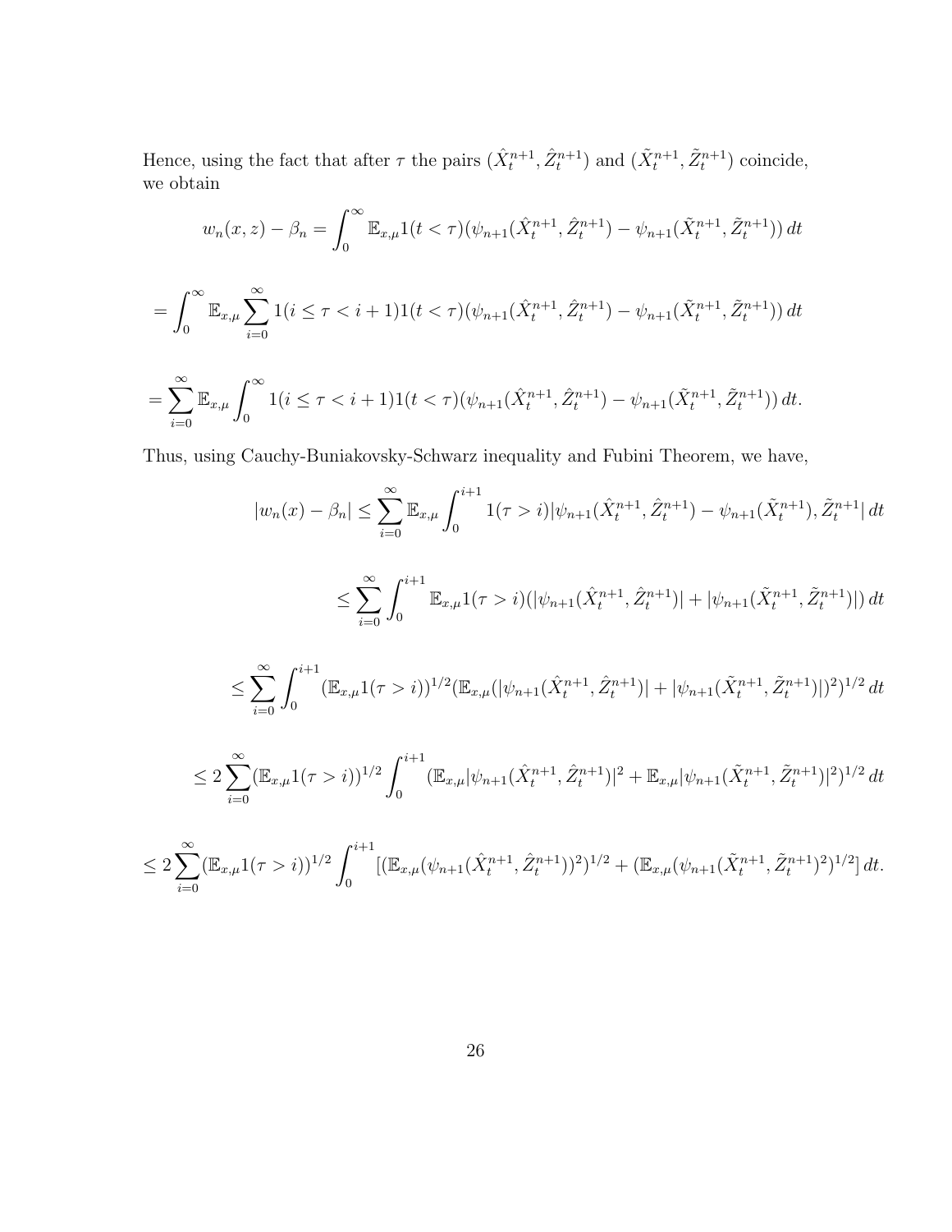Hence, using the fact that after $\tau$ the pairs $(\hat{X}_t^{n+1}, \hat{Z}_t^{n+1})$ and $(\tilde{X}_t^{n+1}, \tilde{Z}_t^{n+1})$ coincide, we obtain

$$
w_n(x,z) - \beta_n = \int_0^\infty \mathbb{E}_{x,\mu} 1(t < \tau)(\psi_{n+1}(\hat{X}_t^{n+1}, \hat{Z}_t^{n+1}) - \psi_{n+1}(\tilde{X}_t^{n+1}, \tilde{Z}_t^{n+1}))\, dt
$$

$$
= \int_0^\infty \mathbb{E}_{x,\mu} \sum_{i=0}^\infty 1(i \le \tau < i+1) 1(t < \tau)(\psi_{n+1}(\hat{X}_t^{n+1}, \hat{Z}_t^{n+1}) - \psi_{n+1}(\tilde{X}_t^{n+1}, \tilde{Z}_t^{n+1}))\, dt
$$

$$
= \sum_{i=0}^\infty \mathbb{E}_{x,\mu} \int_0^\infty 1(i \le \tau < i+1) 1(t < \tau)(\psi_{n+1}(\hat{X}_t^{n+1}, \hat{Z}_t^{n+1}) - \psi_{n+1}(\tilde{X}_t^{n+1}, \tilde{Z}_t^{n+1}))\, dt.
$$

Thus, using Cauchy-Buniakovsky-Schwarz inequality and Fubini Theorem, we have,

$$
|w_n(x) - \beta_n| \le \sum_{i=0}^\infty \mathbb{E}_{x,\mu} \int_0^{i+1} 1(\tau > i) |\psi_{n+1}(\hat{X}_t^{n+1}, \hat{Z}_t^{n+1}) - \psi_{n+1}(\tilde{X}_t^{n+1}), \tilde{Z}_t^{n+1}|\, dt
$$

$$
\le \sum_{i=0}^\infty \int_0^{i+1} \mathbb{E}_{x,\mu} 1(\tau > i)(|\psi_{n+1}(\hat{X}_t^{n+1}, \hat{Z}_t^{n+1})| + |\psi_{n+1}(\tilde{X}_t^{n+1}, \tilde{Z}_t^{n+1})|)\, dt
$$

$$
\le \sum_{i=0}^\infty \int_0^{i+1} (\mathbb{E}_{x,\mu} 1(\tau > i))^{1/2} (\mathbb{E}_{x,\mu}(|\psi_{n+1}(\hat{X}_t^{n+1}, \hat{Z}_t^{n+1})| + |\psi_{n+1}(\tilde{X}_t^{n+1}, \tilde{Z}_t^{n+1})|)^2)^{1/2}\, dt
$$

$$
\le 2 \sum_{i=0}^\infty (\mathbb{E}_{x,\mu} 1(\tau > i))^{1/2} \int_0^{i+1} (\mathbb{E}_{x,\mu} |\psi_{n+1}(\hat{X}_t^{n+1}, \hat{Z}_t^{n+1})|^2 + \mathbb{E}_{x,\mu} |\psi_{n+1}(\tilde{X}_t^{n+1}, \tilde{Z}_t^{n+1})|^2)^{1/2}\, dt
$$

$$
\le 2 \sum_{i=0}^\infty (\mathbb{E}_{x,\mu} 1(\tau > i))^{1/2} \int_0^{i+1} [(\mathbb{E}_{x,\mu}(\psi_{n+1}(\hat{X}_t^{n+1}, \hat{Z}_t^{n+1}))^2)^{1/2} + (\mathbb{E}_{x,\mu}(\psi_{n+1}(\tilde{X}_t^{n+1}, \tilde{Z}_t^{n+1})^2)^{1/2}]\, dt.
$$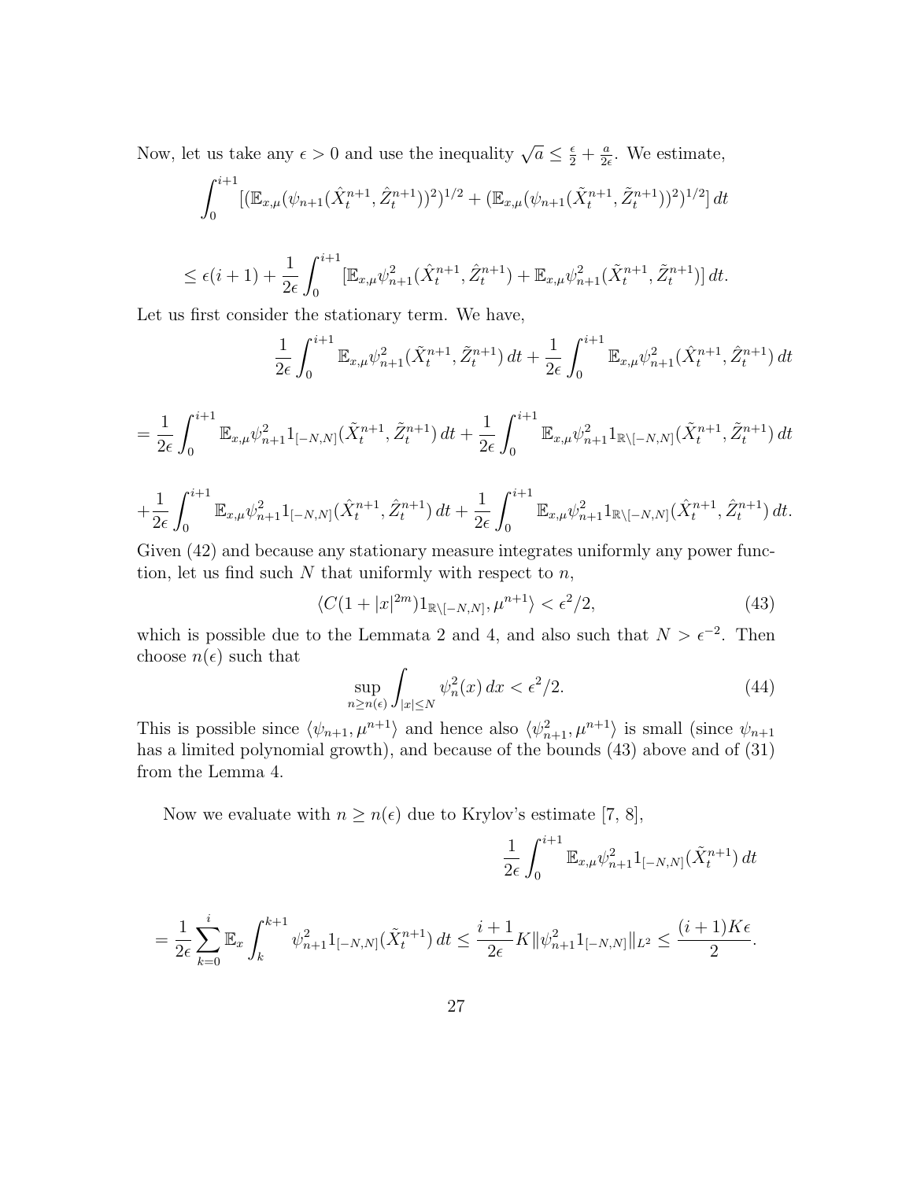Now, let us take any $\epsilon > 0$ and use the inequality $\sqrt{a} \leq \frac{\epsilon}{2} + \frac{a}{2\epsilon}$. We estimate,

$$\int_0^{i+1} [(\mathbb{E}_{x,\mu}(\psi_{n+1}(\hat{X}_t^{n+1}, \hat{Z}_t^{n+1}))^2)^{1/2} + (\mathbb{E}_{x,\mu}(\psi_{n+1}(\tilde{X}_t^{n+1}, \tilde{Z}_t^{n+1}))^2)^{1/2}] \, dt$$

$$\leq \epsilon(i+1) + \frac{1}{2\epsilon} \int_0^{i+1} [\mathbb{E}_{x,\mu}\psi_{n+1}^2(\hat{X}_t^{n+1}, \hat{Z}_t^{n+1}) + \mathbb{E}_{x,\mu}\psi_{n+1}^2(\tilde{X}_t^{n+1}, \tilde{Z}_t^{n+1})] \, dt.$$

Let us first consider the stationary term. We have,

$$\frac{1}{2\epsilon} \int_0^{i+1} \mathbb{E}_{x,\mu}\psi_{n+1}^2(\tilde{X}_t^{n+1}, \tilde{Z}_t^{n+1}) \, dt + \frac{1}{2\epsilon} \int_0^{i+1} \mathbb{E}_{x,\mu}\psi_{n+1}^2(\hat{X}_t^{n+1}, \hat{Z}_t^{n+1}) \, dt$$

$$= \frac{1}{2\epsilon} \int_0^{i+1} \mathbb{E}_{x,\mu}\psi_{n+1}^2 1_{[-N,N]}(\tilde{X}_t^{n+1}, \tilde{Z}_t^{n+1}) \, dt + \frac{1}{2\epsilon} \int_0^{i+1} \mathbb{E}_{x,\mu}\psi_{n+1}^2 1_{\mathbb{R}\setminus[-N,N]}(\tilde{X}_t^{n+1}, \tilde{Z}_t^{n+1}) \, dt$$

$$+ \frac{1}{2\epsilon} \int_0^{i+1} \mathbb{E}_{x,\mu}\psi_{n+1}^2 1_{[-N,N]}(\hat{X}_t^{n+1}, \hat{Z}_t^{n+1}) \, dt + \frac{1}{2\epsilon} \int_0^{i+1} \mathbb{E}_{x,\mu}\psi_{n+1}^2 1_{\mathbb{R}\setminus[-N,N]}(\hat{X}_t^{n+1}, \hat{Z}_t^{n+1}) \, dt.$$

Given (42) and because any stationary measure integrates uniformly any power function, let us find such $N$ that uniformly with respect to $n$,

$$\langle C(1 + |x|^{2m}) 1_{\mathbb{R}\setminus[-N,N]}, \mu^{n+1} \rangle < \epsilon^2/2, \tag{43}$$

which is possible due to the Lemmata 2 and 4, and also such that $N > \epsilon^{-2}$. Then choose $n(\epsilon)$ such that

$$\sup_{n \geq n(\epsilon)} \int_{|x| \leq N} \psi_n^2(x) \, dx < \epsilon^2/2. \tag{44}$$

This is possible since $\langle \psi_{n+1}, \mu^{n+1} \rangle$ and hence also $\langle \psi_{n+1}^2, \mu^{n+1} \rangle$ is small (since $\psi_{n+1}$ has a limited polynomial growth), and because of the bounds (43) above and of (31) from the Lemma 4.

Now we evaluate with $n \geq n(\epsilon)$ due to Krylov's estimate [7, 8],

$$\frac{1}{2\epsilon} \int_0^{i+1} \mathbb{E}_{x,\mu}\psi_{n+1}^2 1_{[-N,N]}(\tilde{X}_t^{n+1}) \, dt$$

$$= \frac{1}{2\epsilon} \sum_{k=0}^{i} \mathbb{E}_x \int_k^{k+1} \psi_{n+1}^2 1_{[-N,N]}(\tilde{X}_t^{n+1}) \, dt \leq \frac{i+1}{2\epsilon} K \|\psi_{n+1}^2 1_{[-N,N]}\|_{L^2} \leq \frac{(i+1)K\epsilon}{2}.$$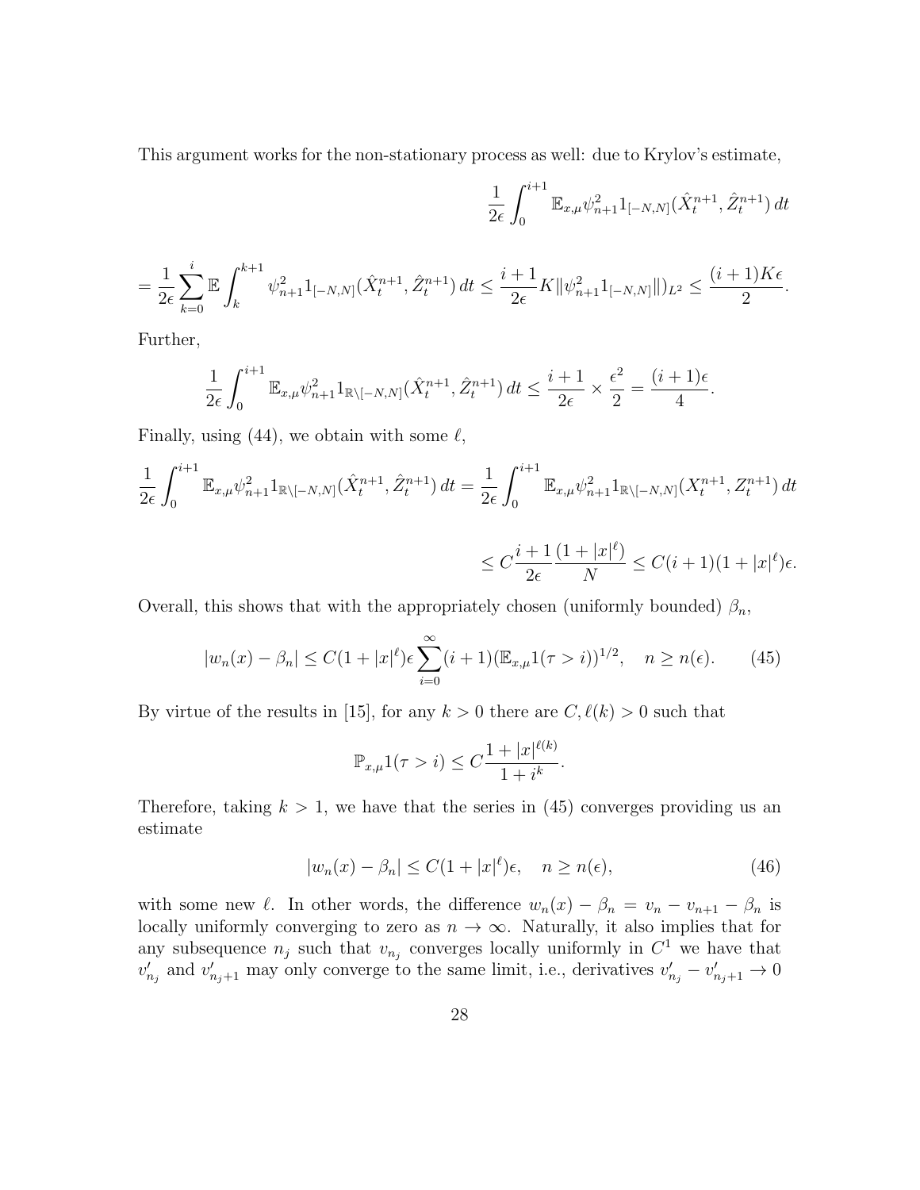This argument works for the non-stationary process as well: due to Krylov's estimate,

$$
\frac{1}{2\epsilon}\int_0^{i+1} \mathbb{E}_{x,\mu}\psi_{n+1}^2 1_{[-N,N]}(\hat X_t^{n+1}, \hat Z_t^{n+1})\,dt
$$

$$
= \frac{1}{2\epsilon}\sum_{k=0}^{i} \mathbb{E}\int_k^{k+1} \psi_{n+1}^2 1_{[-N,N]}(\hat X_t^{n+1}, \hat Z_t^{n+1})\,dt \le \frac{i+1}{2\epsilon} K \|\psi_{n+1}^2 1_{[-N,N]}\|)_{L^2} \le \frac{(i+1)K\epsilon}{2}.
$$

Further,

$$
\frac{1}{2\epsilon}\int_0^{i+1} \mathbb{E}_{x,\mu}\psi_{n+1}^2 1_{\mathbb{R}\setminus[-N,N]}(\hat X_t^{n+1}, \hat Z_t^{n+1})\,dt \le \frac{i+1}{2\epsilon}\times\frac{\epsilon^2}{2} = \frac{(i+1)\epsilon}{4}.
$$

Finally, using (44), we obtain with some $\ell$,

$$
\frac{1}{2\epsilon}\int_0^{i+1} \mathbb{E}_{x,\mu}\psi_{n+1}^2 1_{\mathbb{R}\setminus[-N,N]}(\hat X_t^{n+1}, \hat Z_t^{n+1})\,dt = \frac{1}{2\epsilon}\int_0^{i+1} \mathbb{E}_{x,\mu}\psi_{n+1}^2 1_{\mathbb{R}\setminus[-N,N]}(X_t^{n+1}, Z_t^{n+1})\,dt
$$

$$
\le C\frac{i+1}{2\epsilon}\frac{(1+|x|^\ell)}{N} \le C(i+1)(1+|x|^\ell)\epsilon.
$$

Overall, this shows that with the appropriately chosen (uniformly bounded) $\beta_n$,

$$
|w_n(x) - \beta_n| \le C(1+|x|^\ell)\epsilon\sum_{i=0}^{\infty}(i+1)(\mathbb{E}_{x,\mu}1(\tau > i))^{1/2}, \quad n \ge n(\epsilon). \tag{45}
$$

By virtue of the results in [15], for any $k > 0$ there are $C, \ell(k) > 0$ such that

$$
\mathbb{P}_{x,\mu}1(\tau > i) \le C\frac{1+|x|^{\ell(k)}}{1+i^k}.
$$

Therefore, taking $k > 1$, we have that the series in (45) converges providing us an estimate

$$
|w_n(x) - \beta_n| \le C(1+|x|^\ell)\epsilon, \quad n \ge n(\epsilon), \tag{46}
$$

with some new $\ell$. In other words, the difference $w_n(x) - \beta_n = v_n - v_{n+1} - \beta_n$ is locally uniformly converging to zero as $n \to \infty$. Naturally, it also implies that for any subsequence $n_j$ such that $v_{n_j}$ converges locally uniformly in $C^1$ we have that $v'_{n_j}$ and $v'_{n_j+1}$ may only converge to the same limit, i.e., derivatives $v'_{n_j} - v'_{n_j+1} \to 0$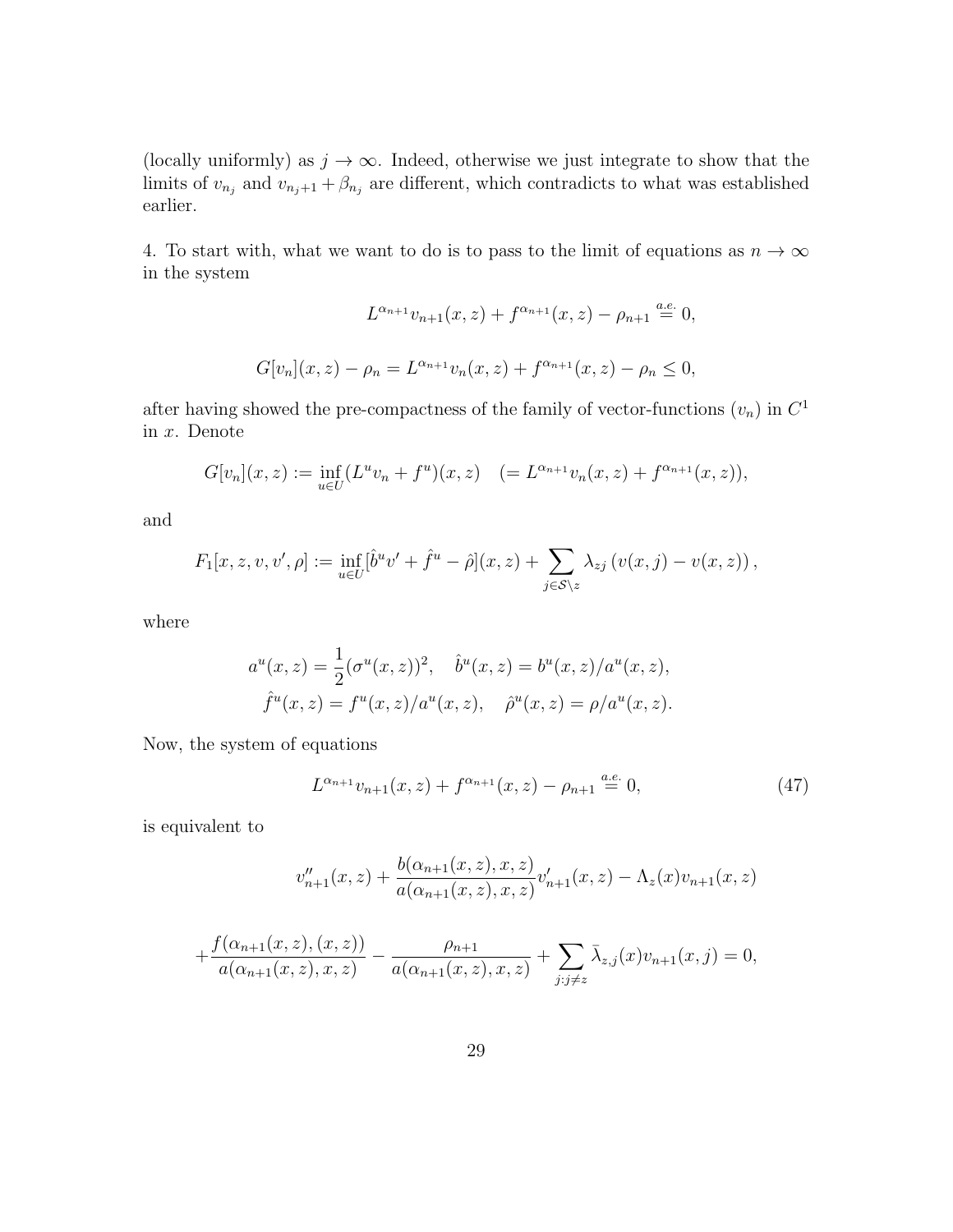(locally uniformly) as $j \to \infty$. Indeed, otherwise we just integrate to show that the limits of $v_{n_j}$ and $v_{n_j+1} + \beta_{n_j}$ are different, which contradicts to what was established earlier.

4. To start with, what we want to do is to pass to the limit of equations as $n \to \infty$ in the system

$$L^{\alpha_{n+1}} v_{n+1}(x, z) + f^{\alpha_{n+1}}(x, z) - \rho_{n+1} \stackrel{a.e.}{=} 0,$$

$$G[v_n](x, z) - \rho_n = L^{\alpha_{n+1}} v_n(x, z) + f^{\alpha_{n+1}}(x, z) - \rho_n \le 0,$$

after having showed the pre-compactness of the family of vector-functions $(v_n)$ in $C^1$ in $x$. Denote

$$G[v_n](x, z) := \inf_{u \in U} (L^u v_n + f^u)(x, z) \quad (= L^{\alpha_{n+1}} v_n(x, z) + f^{\alpha_{n+1}}(x, z)),$$

and

$$F_1[x, z, v, v', \rho] := \inf_{u \in U} [\hat{b}^u v' + \hat{f}^u - \hat{\rho}](x, z) + \sum_{j \in \mathcal{S} \setminus z} \lambda_{zj} \left( v(x, j) - v(x, z) \right),$$

where

$$a^u(x, z) = \frac{1}{2} (\sigma^u(x, z))^2, \quad \hat{b}^u(x, z) = b^u(x, z) / a^u(x, z),$$
$$\hat{f}^u(x, z) = f^u(x, z) / a^u(x, z), \quad \hat{\rho}^u(x, z) = \rho / a^u(x, z).$$

Now, the system of equations

$$L^{\alpha_{n+1}} v_{n+1}(x, z) + f^{\alpha_{n+1}}(x, z) - \rho_{n+1} \stackrel{a.e.}{=} 0, \tag{47}$$

is equivalent to

$$v''_{n+1}(x, z) + \frac{b(\alpha_{n+1}(x, z), x, z)}{a(\alpha_{n+1}(x, z), x, z)} v'_{n+1}(x, z) - \Lambda_z(x) v_{n+1}(x, z)$$

$$+ \frac{f(\alpha_{n+1}(x, z), (x, z))}{a(\alpha_{n+1}(x, z), x, z)} - \frac{\rho_{n+1}}{a(\alpha_{n+1}(x, z), x, z)} + \sum_{j : j \ne z} \bar{\lambda}_{z,j}(x) v_{n+1}(x, j) = 0,$$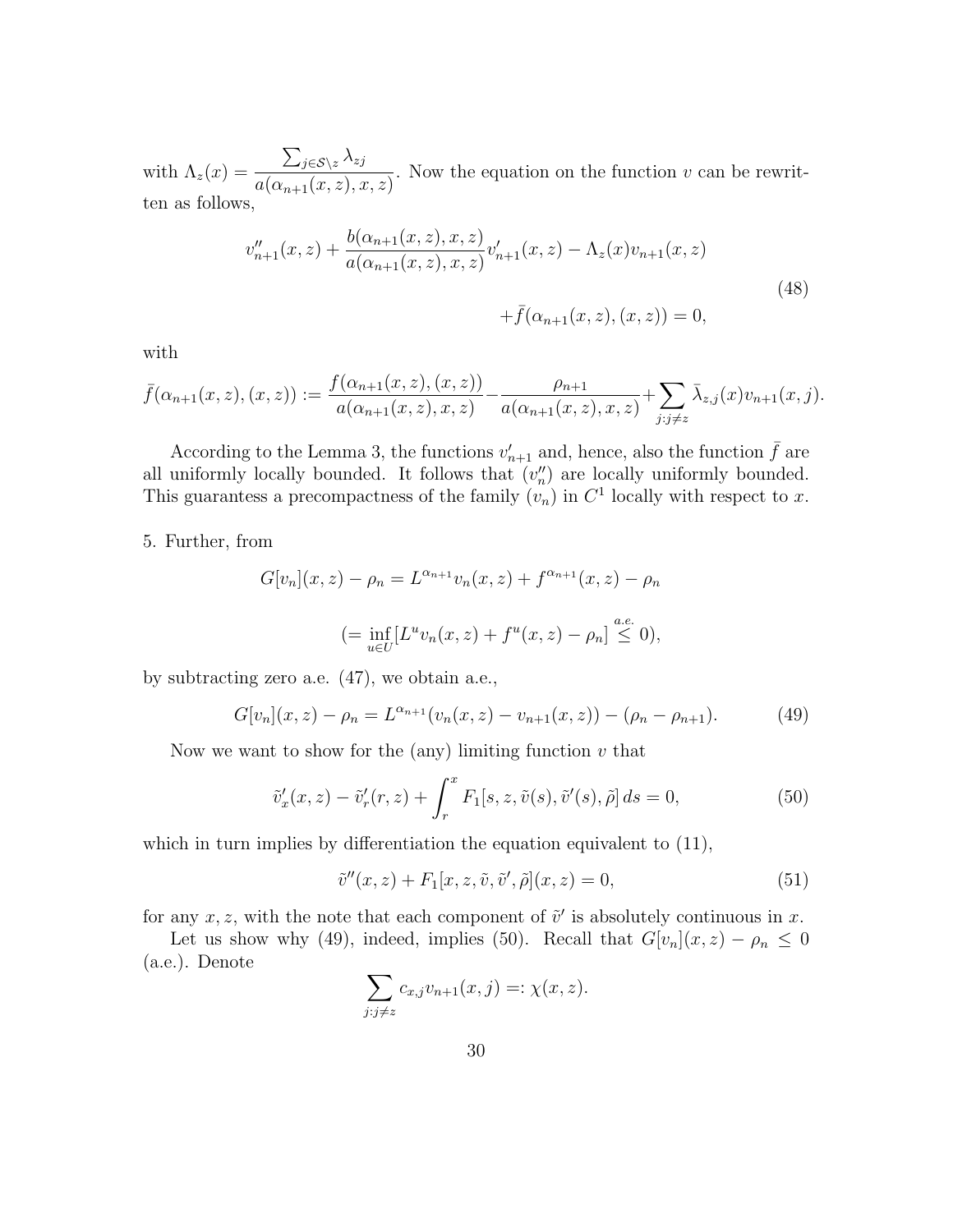with $\Lambda_z(x) = \dfrac{\sum_{j\in\mathcal{S}\setminus z}\lambda_{zj}}{a(\alpha_{n+1}(x,z),x,z)}$. Now the equation on the function $v$ can be rewritten as follows,

$$
\begin{aligned}
v''_{n+1}(x,z) + \frac{b(\alpha_{n+1}(x,z),x,z)}{a(\alpha_{n+1}(x,z),x,z)}v'_{n+1}(x,z) - \Lambda_z(x)v_{n+1}(x,z) \\
+\bar f(\alpha_{n+1}(x,z),(x,z)) = 0,
\end{aligned}
\tag{48}
$$

with

$$
\bar f(\alpha_{n+1}(x,z),(x,z)) := \frac{f(\alpha_{n+1}(x,z),(x,z))}{a(\alpha_{n+1}(x,z),x,z)} - \frac{\rho_{n+1}}{a(\alpha_{n+1}(x,z),x,z)} + \sum_{j:j\neq z}\bar\lambda_{z,j}(x)v_{n+1}(x,j).
$$

According to the Lemma 3, the functions $v'_{n+1}$ and, hence, also the function $\bar f$ are all uniformly locally bounded. It follows that $(v''_n)$ are locally uniformly bounded. This guarantess a precompactness of the family $(v_n)$ in $C^1$ locally with respect to $x$.

5. Further, from

$$
G[v_n](x,z) - \rho_n = L^{\alpha_{n+1}}v_n(x,z) + f^{\alpha_{n+1}}(x,z) - \rho_n
$$

$$
(= \inf_{u\in U}[L^u v_n(x,z) + f^u(x,z) - \rho_n] \overset{a.e.}{\le} 0),
$$

by subtracting zero a.e. (47), we obtain a.e.,

$$
G[v_n](x,z) - \rho_n = L^{\alpha_{n+1}}(v_n(x,z) - v_{n+1}(x,z)) - (\rho_n - \rho_{n+1}). \tag{49}
$$

Now we want to show for the (any) limiting function $v$ that

$$
\tilde v'_x(x,z) - \tilde v'_r(r,z) + \int_r^x F_1[s,z,\tilde v(s),\tilde v'(s),\tilde\rho]\,ds = 0, \tag{50}
$$

which in turn implies by differentiation the equation equivalent to (11),

$$
\tilde v''(x,z) + F_1[x,z,\tilde v,\tilde v',\tilde\rho](x,z) = 0, \tag{51}
$$

for any $x,z$, with the note that each component of $\tilde v'$ is absolutely continuous in $x$.

Let us show why (49), indeed, implies (50). Recall that $G[v_n](x,z) - \rho_n \le 0$ (a.e.). Denote

$$
\sum_{j:j\neq z} c_{x,j}v_{n+1}(x,j) =: \chi(x,z).
$$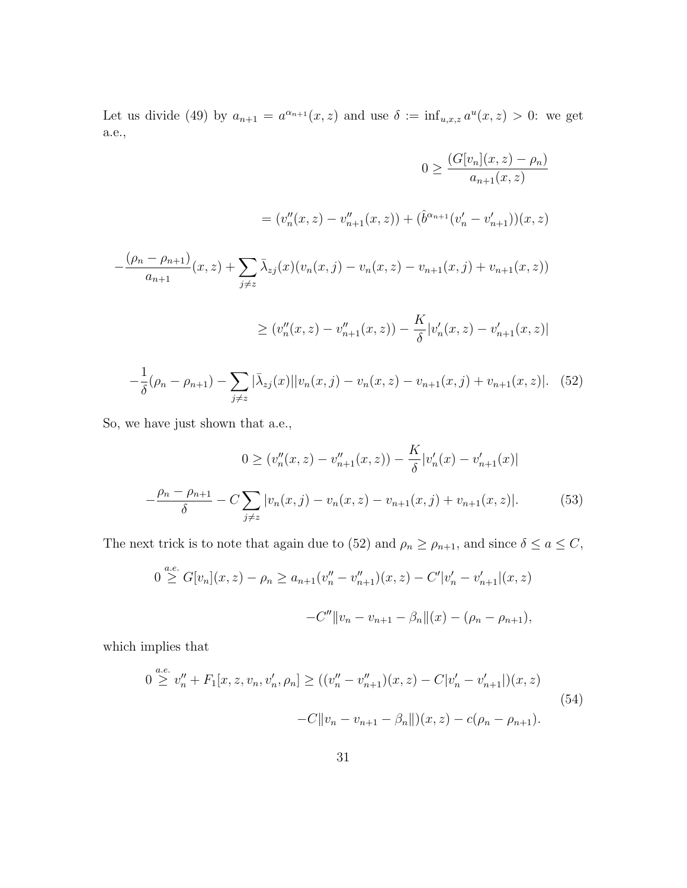Let us divide (49) by $a_{n+1} = a^{\alpha_{n+1}}(x,z)$ and use $\delta := \inf_{u,x,z} a^u(x,z) > 0$: we get a.e.,

$$
0 \geq \frac{(G[v_n](x,z) - \rho_n)}{a_{n+1}(x,z)}
$$

$$
= (v_n''(x,z) - v_{n+1}''(x,z)) + (\hat{b}^{\alpha_{n+1}}(v_n' - v_{n+1}'))(x,z)
$$

$$
-\frac{(\rho_n - \rho_{n+1})}{a_{n+1}}(x,z) + \sum_{j \neq z} \bar{\lambda}_{zj}(x)(v_n(x,j) - v_n(x,z) - v_{n+1}(x,j) + v_{n+1}(x,z))
$$

$$
\geq (v_n''(x,z) - v_{n+1}''(x,z)) - \frac{K}{\delta}|v_n'(x,z) - v_{n+1}'(x,z)|
$$

$$
-\frac{1}{\delta}(\rho_n - \rho_{n+1}) - \sum_{j \neq z} |\bar{\lambda}_{zj}(x)||v_n(x,j) - v_n(x,z) - v_{n+1}(x,j) + v_{n+1}(x,z)|. \quad (52)
$$

So, we have just shown that a.e.,

$$
0 \geq (v_n''(x,z) - v_{n+1}''(x,z)) - \frac{K}{\delta}|v_n'(x) - v_{n+1}'(x)|
$$

$$
-\frac{\rho_n - \rho_{n+1}}{\delta} - C\sum_{j \neq z} |v_n(x,j) - v_n(x,z) - v_{n+1}(x,j) + v_{n+1}(x,z)|. \quad (53)
$$

The next trick is to note that again due to (52) and $\rho_n \geq \rho_{n+1}$, and since $\delta \leq a \leq C$,

$$
0 \overset{a.e.}{\geq} G[v_n](x,z) - \rho_n \geq a_{n+1}(v_n'' - v_{n+1}'')(x,z) - C'|v_n' - v_{n+1}'|(x,z)
$$

$$
-C''\|v_n - v_{n+1} - \beta_n\|(x) - (\rho_n - \rho_{n+1}),
$$

which implies that

$$
\begin{aligned}
0 \overset{a.e.}{\geq} v_n'' + F_1[x,z,v_n,v_n',\rho_n] &\geq ((v_n'' - v_{n+1}'')(x,z) - C|v_n' - v_{n+1}'|)(x,z) \\
&\quad -C\|v_n - v_{n+1} - \beta_n\|)(x,z) - c(\rho_n - \rho_{n+1}).
\end{aligned} \quad (54)
$$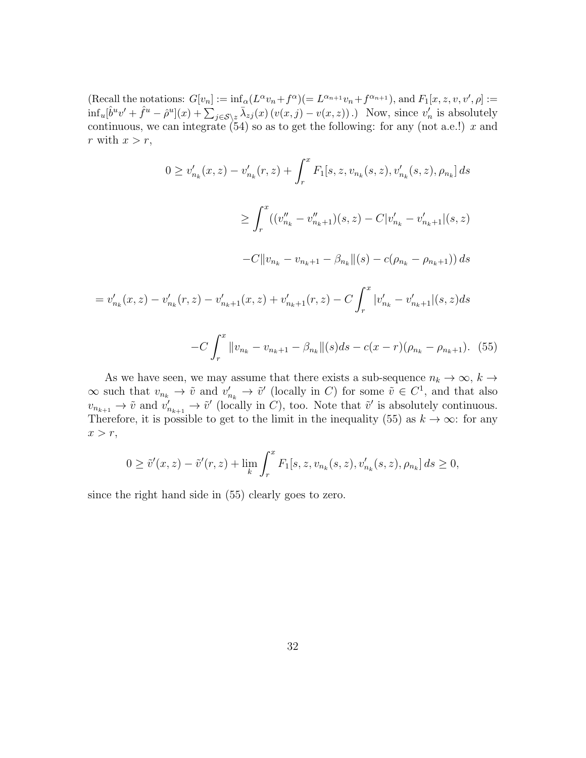(Recall the notations: $G[v_n] := \inf_\alpha (L^\alpha v_n + f^\alpha) (= L^{\alpha_{n+1}} v_n + f^{\alpha_{n+1}})$, and $F_1[x, z, v, v', \rho] := \inf_u [\hat{b}^u v' + \hat{f}^u - \hat{\rho}^u](x) + \sum_{j \in \mathcal{S} \setminus z} \bar{\lambda}_{zj}(x) \left(v(x, j) - v(x, z)\right).$) Now, since $v_n'$ is absolutely continuous, we can integrate (54) so as to get the following: for any (not a.e.!) $x$ and $r$ with $x > r$,

$$0 \geq v'_{n_k}(x, z) - v'_{n_k}(r, z) + \int_r^x F_1[s, z, v_{n_k}(s, z), v'_{n_k}(s, z), \rho_{n_k}]\, ds$$

$$\geq \int_r^x ((v''_{n_k} - v''_{n_k+1})(s, z) - C|v'_{n_k} - v'_{n_k+1}|(s, z)$$

$$-C\|v_{n_k} - v_{n_k+1} - \beta_{n_k}\|(s) - c(\rho_{n_k} - \rho_{n_k+1}))\, ds$$

$$= v'_{n_k}(x, z) - v'_{n_k}(r, z) - v'_{n_k+1}(x, z) + v'_{n_k+1}(r, z) - C\int_r^x |v'_{n_k} - v'_{n_k+1}|(s, z) ds$$

$$-C\int_r^x \|v_{n_k} - v_{n_k+1} - \beta_{n_k}\|(s) ds - c(x - r)(\rho_{n_k} - \rho_{n_k+1}). \quad (55)$$

As we have seen, we may assume that there exists a sub-sequence $n_k \to \infty$, $k \to \infty$ such that $v_{n_k} \to \tilde{v}$ and $v'_{n_k} \to \tilde{v}'$ (locally in $C$) for some $\tilde{v} \in C^1$, and that also $v_{n_{k+1}} \to \tilde{v}$ and $v'_{n_{k+1}} \to \tilde{v}'$ (locally in $C$), too. Note that $\tilde{v}'$ is absolutely continuous. Therefore, it is possible to get to the limit in the inequality (55) as $k \to \infty$: for any $x > r$,

$$0 \geq \tilde{v}'(x, z) - \tilde{v}'(r, z) + \lim_k \int_r^x F_1[s, z, v_{n_k}(s, z), v'_{n_k}(s, z), \rho_{n_k}]\, ds \geq 0,$$

since the right hand side in (55) clearly goes to zero.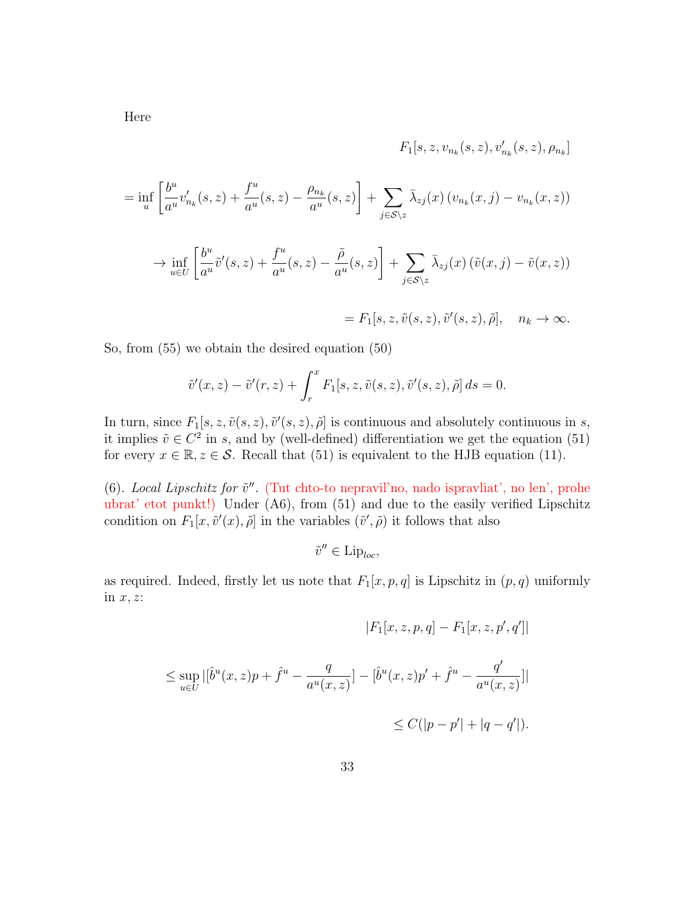Here

$$
F_1[s, z, v_{n_k}(s,z), v'_{n_k}(s,z), \rho_{n_k}]
$$

$$
= \inf_u \left[\frac{b^u}{a^u} v'_{n_k}(s,z) + \frac{f^u}{a^u}(s,z) - \frac{\rho_{n_k}}{a^u}(s,z)\right] + \sum_{j\in\mathcal{S}\setminus z} \bar\lambda_{zj}(x)\left(v_{n_k}(x,j) - v_{n_k}(x,z)\right)
$$

$$
\to \inf_{u\in U} \left[\frac{b^u}{a^u} \tilde v'(s,z) + \frac{f^u}{a^u}(s,z) - \frac{\tilde\rho}{a^u}(s,z)\right] + \sum_{j\in\mathcal{S}\setminus z} \bar\lambda_{zj}(x)\left(\tilde v(x,j) - \tilde v(x,z)\right)
$$

$$
= F_1[s, z, \tilde v(s,z), \tilde v'(s,z), \tilde\rho], \quad n_k \to \infty.
$$

So, from (55) we obtain the desired equation (50)

$$
\tilde v'(x,z) - \tilde v'(r,z) + \int_r^x F_1[s, z, \tilde v(s,z), \tilde v'(s,z), \tilde\rho]\, ds = 0.
$$

In turn, since $F_1[s, z, \tilde v(s,z), \tilde v'(s,z), \tilde\rho]$ is continuous and absolutely continuous in $s$, it implies $\tilde v \in C^2$ in $s$, and by (well-defined) differentiation we get the equation (51) for every $x \in \mathbb{R}, z \in \mathcal{S}$. Recall that (51) is equivalent to the HJB equation (11).

(6). *Local Lipschitz for $\tilde v''$.* (Tut chto-to nepravil'no, nado ispravliat', no len', prohe ubrat' etot punkt!) Under (A6), from (51) and due to the easily verified Lipschitz condition on $F_1[x, \tilde v'(x), \tilde\rho]$ in the variables $(\tilde v', \tilde\rho)$ it follows that also

$$
\tilde v'' \in \mathrm{Lip}_{loc},
$$

as required. Indeed, firstly let us note that $F_1[x, p, q]$ is Lipschitz in $(p, q)$ uniformly in $x, z$:

$$
|F_1[x, z, p, q] - F_1[x, z, p', q']|
$$

$$
\le \sup_{u\in U} |[\hat b^u(x,z)p + \hat f^u - \frac{q}{a^u(x,z)}] - [\hat b^u(x,z)p' + \hat f^u - \frac{q'}{a^u(x,z)}]|
$$

$$
\le C(|p - p'| + |q - q'|).
$$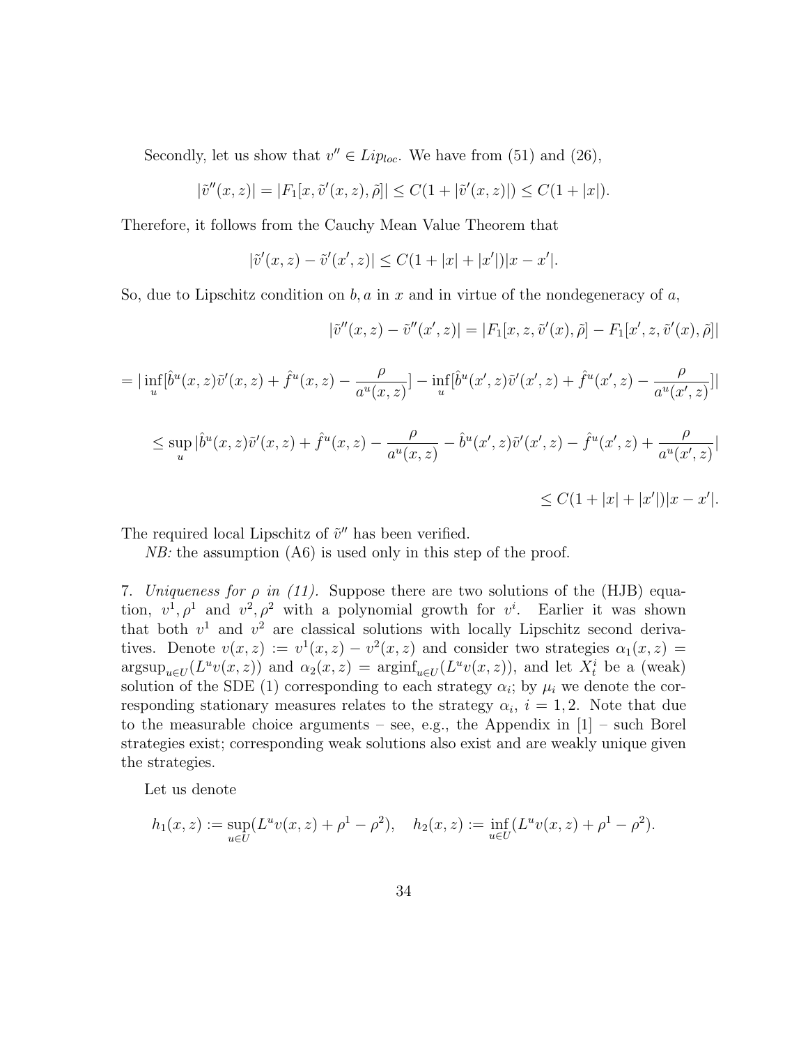Secondly, let us show that $v'' \in Lip_{loc}$. We have from (51) and (26),

$$|\tilde{v}''(x,z)| = |F_1[x, \tilde{v}'(x,z), \tilde{\rho}]| \le C(1 + |\tilde{v}'(x,z)|) \le C(1 + |x|).$$

Therefore, it follows from the Cauchy Mean Value Theorem that

$$|\tilde{v}'(x,z) - \tilde{v}'(x',z)| \le C(1 + |x| + |x'|)|x - x'|.$$

So, due to Lipschitz condition on $b, a$ in $x$ and in virtue of the nondegeneracy of $a$,

$$|\tilde{v}''(x,z) - \tilde{v}''(x',z)| = |F_1[x, z, \tilde{v}'(x), \tilde{\rho}] - F_1[x', z, \tilde{v}'(x), \tilde{\rho}]|$$

$$= |\inf_u [\hat{b}^u(x,z)\tilde{v}'(x,z) + \hat{f}^u(x,z) - \frac{\rho}{a^u(x,z)}] - \inf_u [\hat{b}^u(x',z)\tilde{v}'(x',z) + \hat{f}^u(x',z) - \frac{\rho}{a^u(x',z)}]|$$

$$\le \sup_u |\hat{b}^u(x,z)\tilde{v}'(x,z) + \hat{f}^u(x,z) - \frac{\rho}{a^u(x,z)} - \hat{b}^u(x',z)\tilde{v}'(x',z) - \hat{f}^u(x',z) + \frac{\rho}{a^u(x',z)}|$$

$$\le C(1 + |x| + |x'|)|x - x'|.$$

The required local Lipschitz of $\tilde{v}''$ has been verified.

*NB:* the assumption (A6) is used only in this step of the proof.

7. *Uniqueness for $\rho$ in (11).* Suppose there are two solutions of the (HJB) equation, $v^1, \rho^1$ and $v^2, \rho^2$ with a polynomial growth for $v^i$. Earlier it was shown that both $v^1$ and $v^2$ are classical solutions with locally Lipschitz second derivatives. Denote $v(x,z) := v^1(x,z) - v^2(x,z)$ and consider two strategies $\alpha_1(x,z) = \mathrm{argsup}_{u \in U}(L^u v(x,z))$ and $\alpha_2(x,z) = \mathrm{arginf}_{u \in U}(L^u v(x,z))$, and let $X_t^i$ be a (weak) solution of the SDE (1) corresponding to each strategy $\alpha_i$; by $\mu_i$ we denote the corresponding stationary measures relates to the strategy $\alpha_i$, $i = 1, 2$. Note that due to the measurable choice arguments – see, e.g., the Appendix in [1] – such Borel strategies exist; corresponding weak solutions also exist and are weakly unique given the strategies.

Let us denote

$$h_1(x,z) := \sup_{u \in U}(L^u v(x,z) + \rho^1 - \rho^2), \quad h_2(x,z) := \inf_{u \in U}(L^u v(x,z) + \rho^1 - \rho^2).$$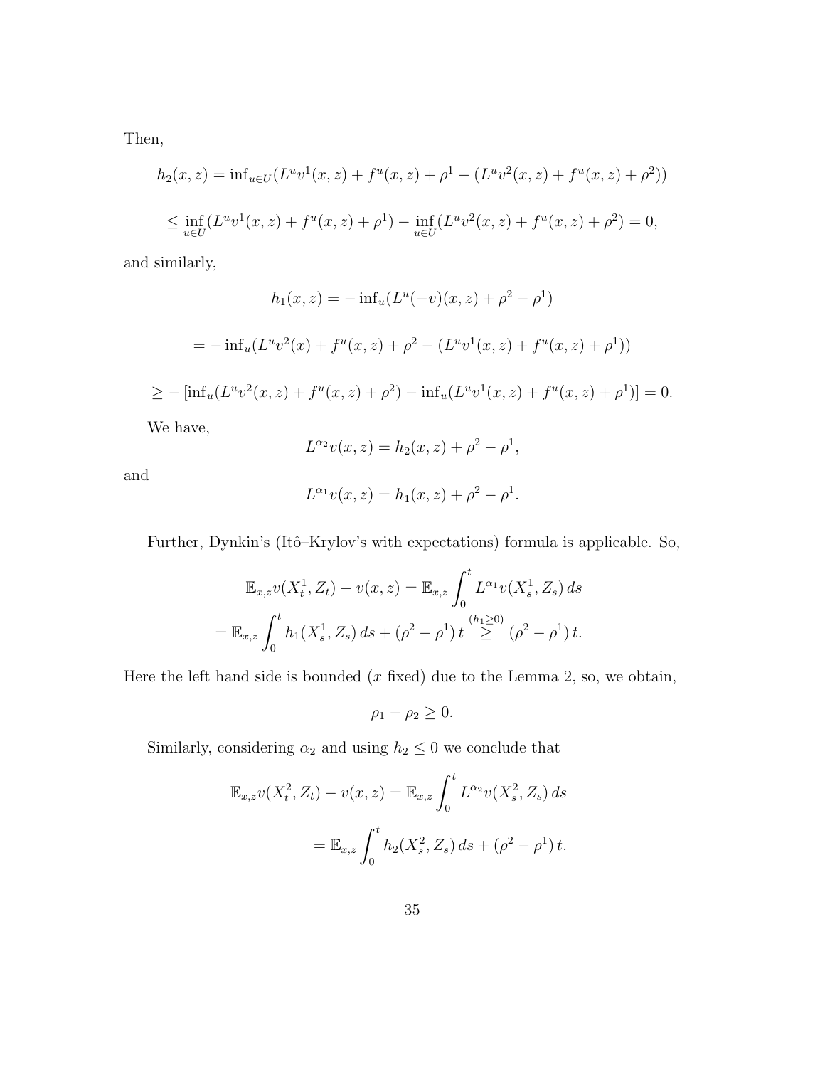Then,

$$h_2(x,z) = \inf_{u\in U}(L^u v^1(x,z) + f^u(x,z) + \rho^1 - (L^u v^2(x,z) + f^u(x,z) + \rho^2))$$

$$\le \inf_{u\in U}(L^u v^1(x,z) + f^u(x,z) + \rho^1) - \inf_{u\in U}(L^u v^2(x,z) + f^u(x,z) + \rho^2) = 0,$$

and similarly,

$$h_1(x,z) = -\inf_u(L^u(-v)(x,z) + \rho^2 - \rho^1)$$

$$= -\inf_u(L^u v^2(x) + f^u(x,z) + \rho^2 - (L^u v^1(x,z) + f^u(x,z) + \rho^1))$$

$$\ge -\left[\inf_u(L^u v^2(x,z) + f^u(x,z) + \rho^2) - \inf_u(L^u v^1(x,z) + f^u(x,z) + \rho^1)\right] = 0.$$

We have,

$$L^{\alpha_2} v(x,z) = h_2(x,z) + \rho^2 - \rho^1,$$

and

$$L^{\alpha_1} v(x,z) = h_1(x,z) + \rho^2 - \rho^1.$$

Further, Dynkin's (Itô–Krylov's with expectations) formula is applicable. So,

$$\mathbb{E}_{x,z} v(X_t^1, Z_t) - v(x,z) = \mathbb{E}_{x,z}\int_0^t L^{\alpha_1} v(X_s^1, Z_s)\,ds$$
$$= \mathbb{E}_{x,z}\int_0^t h_1(X_s^1, Z_s)\,ds + (\rho^2 - \rho^1)\,t \stackrel{(h_1\ge 0)}{\ge} (\rho^2 - \rho^1)\,t.$$

Here the left hand side is bounded ($x$ fixed) due to the Lemma 2, so, we obtain,

$$\rho_1 - \rho_2 \ge 0.$$

Similarly, considering $\alpha_2$ and using $h_2 \le 0$ we conclude that

$$\mathbb{E}_{x,z} v(X_t^2, Z_t) - v(x,z) = \mathbb{E}_{x,z}\int_0^t L^{\alpha_2} v(X_s^2, Z_s)\,ds$$

$$= \mathbb{E}_{x,z}\int_0^t h_2(X_s^2, Z_s)\,ds + (\rho^2 - \rho^1)\,t.$$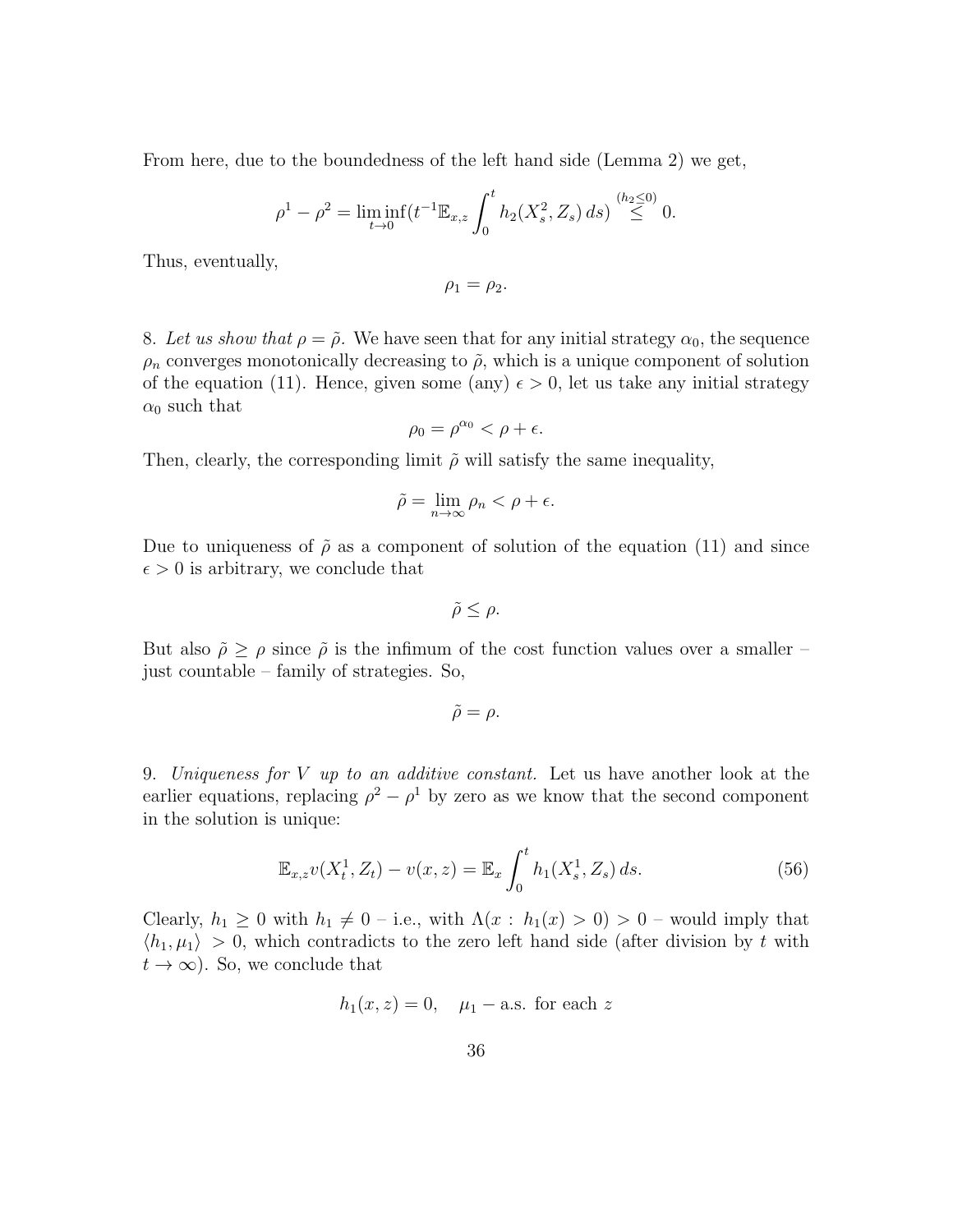From here, due to the boundedness of the left hand side (Lemma 2) we get,

$$\rho^1 - \rho^2 = \liminf_{t\to 0}(t^{-1}\mathbb{E}_{x,z}\int_0^t h_2(X^2_s, Z_s)\, ds) \stackrel{(h_2\le 0)}{\le} 0.$$

Thus, eventually,

$$\rho_1 = \rho_2.$$

8. *Let us show that* $\rho = \tilde\rho$. We have seen that for any initial strategy $\alpha_0$, the sequence $\rho_n$ converges monotonically decreasing to $\tilde\rho$, which is a unique component of solution of the equation (11). Hence, given some (any) $\epsilon > 0$, let us take any initial strategy $\alpha_0$ such that

$$\rho_0 = \rho^{\alpha_0} < \rho + \epsilon.$$

Then, clearly, the corresponding limit $\tilde\rho$ will satisfy the same inequality,

$$\tilde\rho = \lim_{n\to\infty} \rho_n < \rho + \epsilon.$$

Due to uniqueness of $\tilde\rho$ as a component of solution of the equation (11) and since $\epsilon > 0$ is arbitrary, we conclude that

$$\tilde\rho \le \rho.$$

But also $\tilde\rho \ge \rho$ since $\tilde\rho$ is the infimum of the cost function values over a smaller – just countable – family of strategies. So,

$$\tilde\rho = \rho.$$

9. *Uniqueness for* $V$ *up to an additive constant.* Let us have another look at the earlier equations, replacing $\rho^2 - \rho^1$ by zero as we know that the second component in the solution is unique:

$$\mathbb{E}_{x,z} v(X^1_t, Z_t) - v(x,z) = \mathbb{E}_x \int_0^t h_1(X^1_s, Z_s)\, ds. \tag{56}$$

Clearly, $h_1 \ge 0$ with $h_1 \ne 0$ – i.e., with $\Lambda(x : h_1(x) > 0) > 0$ – would imply that $\langle h_1, \mu_1\rangle > 0$, which contradicts to the zero left hand side (after division by $t$ with $t \to \infty$). So, we conclude that

$$h_1(x,z) = 0, \quad \mu_1 - \text{a.s. for each } z$$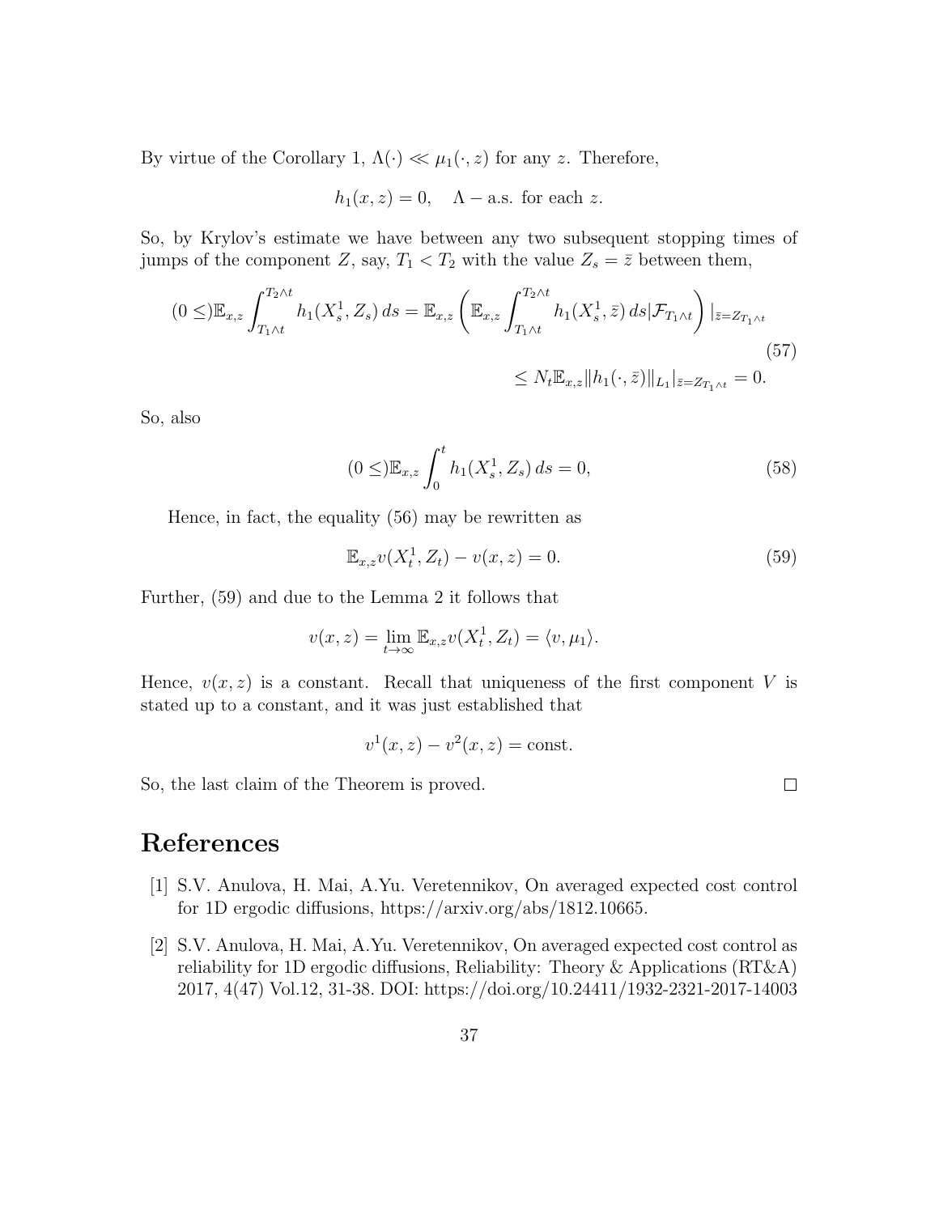By virtue of the Corollary 1, $\Lambda(\cdot) \ll \mu_1(\cdot, z)$ for any $z$. Therefore,

$$h_1(x, z) = 0, \quad \Lambda - \text{a.s. for each } z.$$

So, by Krylov's estimate we have between any two subsequent stopping times of jumps of the component $Z$, say, $T_1 < T_2$ with the value $Z_s = \bar{z}$ between them,

$$(0 \le) \mathbb{E}_{x,z} \int_{T_1 \wedge t}^{T_2 \wedge t} h_1(X_s^1, Z_s)\, ds = \mathbb{E}_{x,z} \left( \mathbb{E}_{x,z} \int_{T_1 \wedge t}^{T_2 \wedge t} h_1(X_s^1, \bar{z})\, ds | \mathcal{F}_{T_1 \wedge t} \right) |_{\bar{z} = Z_{T_1 \wedge t}}$$
$$\le N_t \mathbb{E}_{x,z} \|h_1(\cdot, \bar{z})\|_{L_1}|_{\bar{z} = Z_{T_1 \wedge t}} = 0. \tag{57}$$

So, also

$$(0 \le) \mathbb{E}_{x,z} \int_0^t h_1(X_s^1, Z_s)\, ds = 0, \tag{58}$$

Hence, in fact, the equality (56) may be rewritten as

$$\mathbb{E}_{x,z} v(X_t^1, Z_t) - v(x, z) = 0. \tag{59}$$

Further, (59) and due to the Lemma 2 it follows that

$$v(x, z) = \lim_{t \to \infty} \mathbb{E}_{x,z} v(X_t^1, Z_t) = \langle v, \mu_1 \rangle.$$

Hence, $v(x, z)$ is a constant. Recall that uniqueness of the first component $V$ is stated up to a constant, and it was just established that

$$v^1(x, z) - v^2(x, z) = \text{const}.$$

So, the last claim of the Theorem is proved. □

# References

[1] S.V. Anulova, H. Mai, A.Yu. Veretennikov, On averaged expected cost control for 1D ergodic diffusions, https://arxiv.org/abs/1812.10665.

[2] S.V. Anulova, H. Mai, A.Yu. Veretennikov, On averaged expected cost control as reliability for 1D ergodic diffusions, Reliability: Theory & Applications (RT&A) 2017, 4(47) Vol.12, 31-38. DOI: https://doi.org/10.24411/1932-2321-2017-14003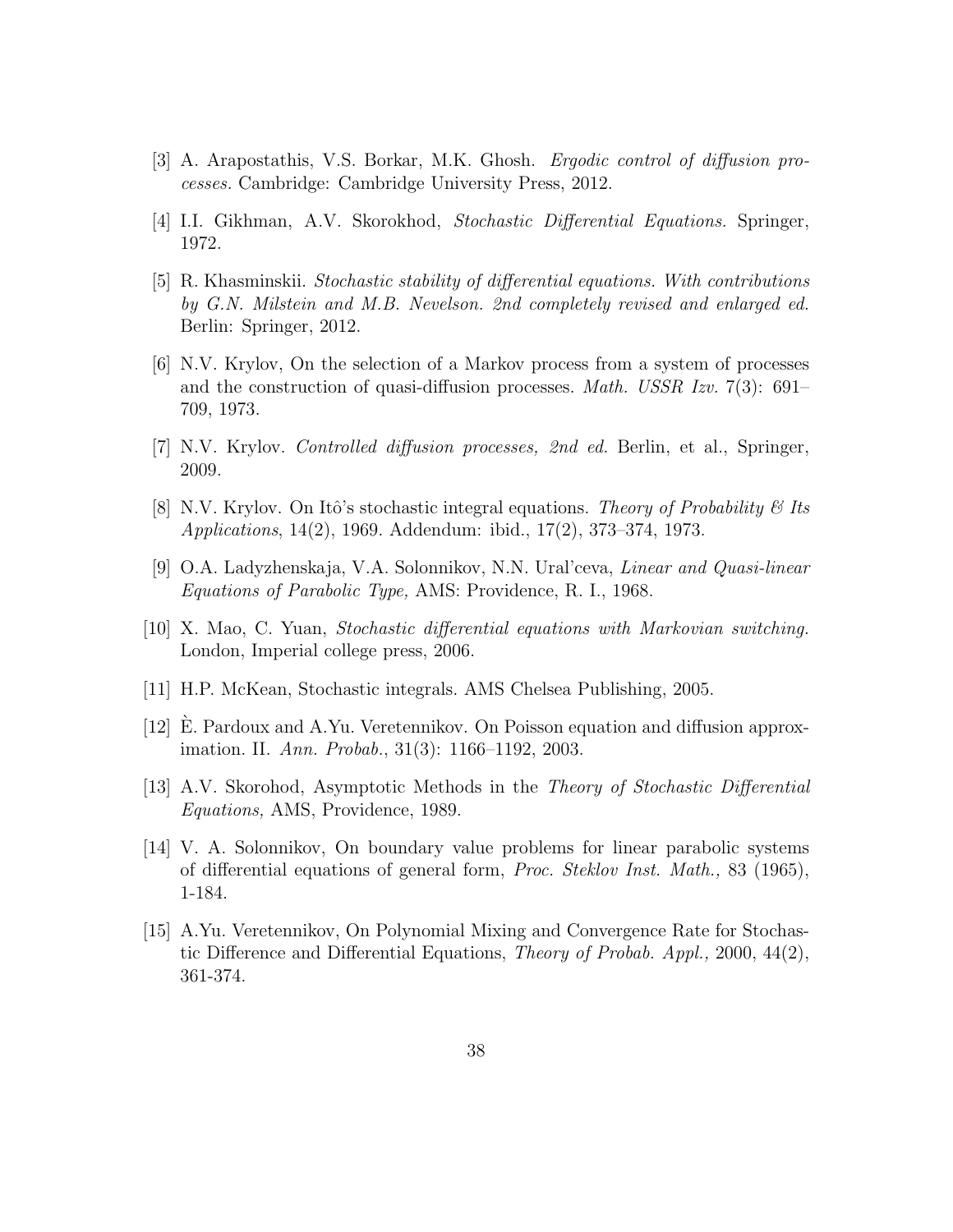[3] A. Arapostathis, V.S. Borkar, M.K. Ghosh. *Ergodic control of diffusion processes.* Cambridge: Cambridge University Press, 2012.

[4] I.I. Gikhman, A.V. Skorokhod, *Stochastic Differential Equations.* Springer, 1972.

[5] R. Khasminskii. *Stochastic stability of differential equations. With contributions by G.N. Milstein and M.B. Nevelson. 2nd completely revised and enlarged ed.* Berlin: Springer, 2012.

[6] N.V. Krylov, On the selection of a Markov process from a system of processes and the construction of quasi-diffusion processes. *Math. USSR Izv.* 7(3): 691–709, 1973.

[7] N.V. Krylov. *Controlled diffusion processes, 2nd ed.* Berlin, et al., Springer, 2009.

[8] N.V. Krylov. On Itô's stochastic integral equations. *Theory of Probability & Its Applications*, 14(2), 1969. Addendum: ibid., 17(2), 373–374, 1973.

[9] O.A. Ladyzhenskaja, V.A. Solonnikov, N.N. Ural'ceva, *Linear and Quasi-linear Equations of Parabolic Type,* AMS: Providence, R. I., 1968.

[10] X. Mao, C. Yuan, *Stochastic differential equations with Markovian switching.* London, Imperial college press, 2006.

[11] H.P. McKean, Stochastic integrals. AMS Chelsea Publishing, 2005.

[12] È. Pardoux and A.Yu. Veretennikov. On Poisson equation and diffusion approximation. II. *Ann. Probab.*, 31(3): 1166–1192, 2003.

[13] A.V. Skorohod, Asymptotic Methods in the *Theory of Stochastic Differential Equations,* AMS, Providence, 1989.

[14] V. A. Solonnikov, On boundary value problems for linear parabolic systems of differential equations of general form, *Proc. Steklov Inst. Math.,* 83 (1965), 1-184.

[15] A.Yu. Veretennikov, On Polynomial Mixing and Convergence Rate for Stochastic Difference and Differential Equations, *Theory of Probab. Appl.,* 2000, 44(2), 361-374.